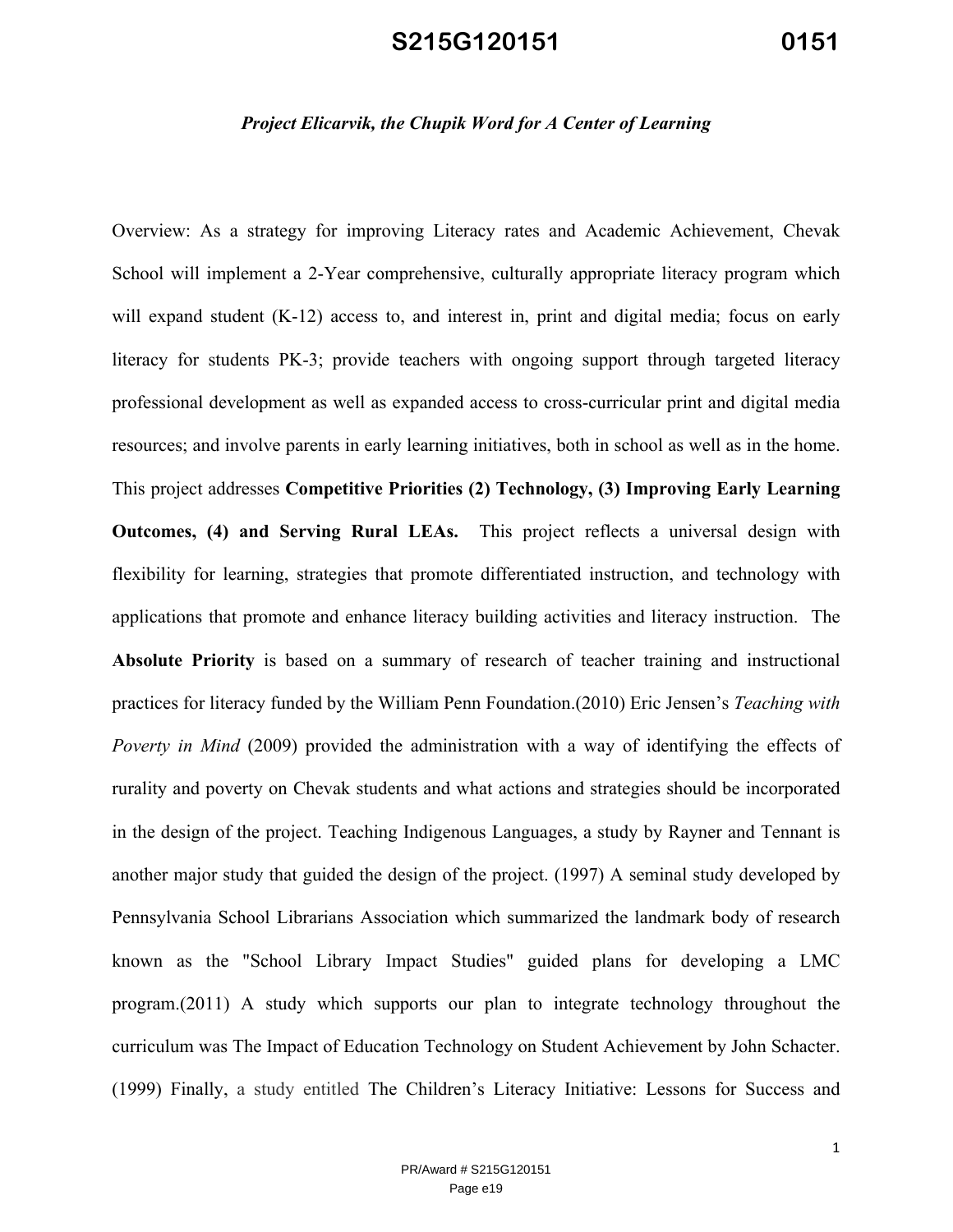***Project Elicarvik, the Chupik Word for A Center of Learning***

Overview: As a strategy for improving Literacy rates and Academic Achievement, Chevak School will implement a 2-Year comprehensive, culturally appropriate literacy program which will expand student (K-12) access to, and interest in, print and digital media; focus on early literacy for students PK-3; provide teachers with ongoing support through targeted literacy professional development as well as expanded access to cross-curricular print and digital media resources; and involve parents in early learning initiatives, both in school as well as in the home. This project addresses **Competitive Priorities (2) Technology, (3) Improving Early Learning Outcomes, (4) and Serving Rural LEAs.** This project reflects a universal design with flexibility for learning, strategies that promote differentiated instruction, and technology with applications that promote and enhance literacy building activities and literacy instruction. The **Absolute Priority** is based on a summary of research of teacher training and instructional practices for literacy funded by the William Penn Foundation.(2010) Eric Jensen's *Teaching with Poverty in Mind* (2009) provided the administration with a way of identifying the effects of rurality and poverty on Chevak students and what actions and strategies should be incorporated in the design of the project. Teaching Indigenous Languages, a study by Rayner and Tennant is another major study that guided the design of the project. (1997) A seminal study developed by Pennsylvania School Librarians Association which summarized the landmark body of research known as the "School Library Impact Studies" guided plans for developing a LMC program.(2011) A study which supports our plan to integrate technology throughout the curriculum was The Impact of Education Technology on Student Achievement by John Schacter. (1999) Finally, a study entitled The Children's Literacy Initiative: Lessons for Success and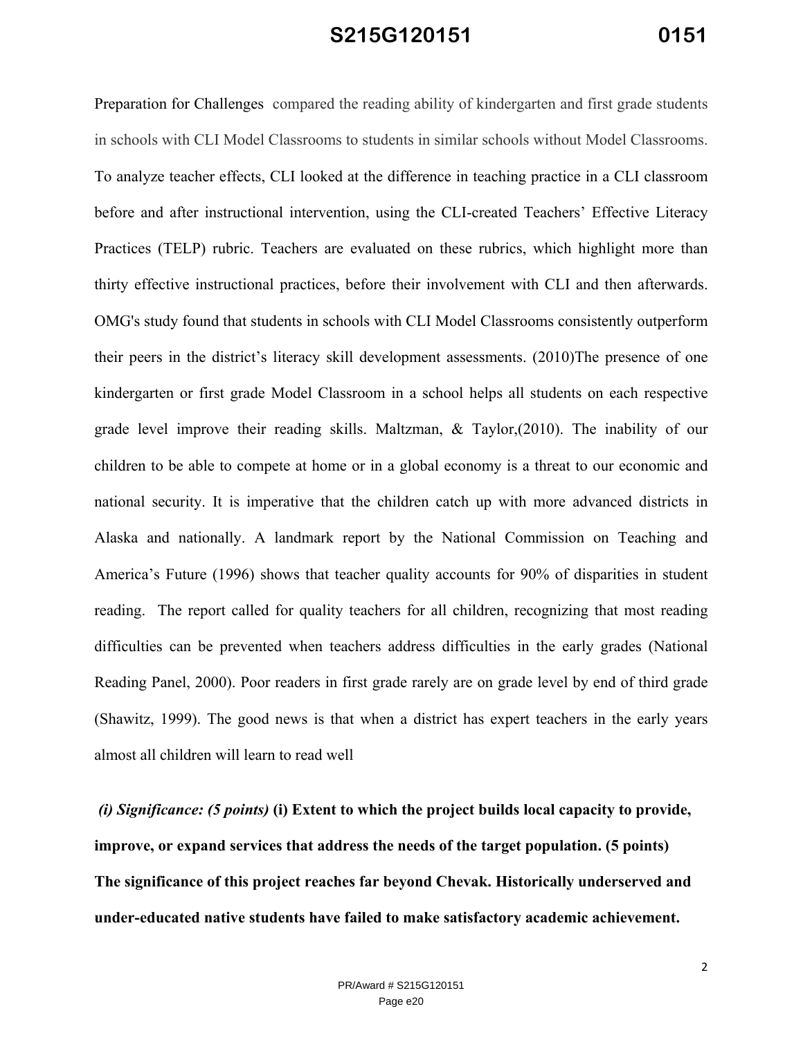Preparation for Challenges compared the reading ability of kindergarten and first grade students in schools with CLI Model Classrooms to students in similar schools without Model Classrooms. To analyze teacher effects, CLI looked at the difference in teaching practice in a CLI classroom before and after instructional intervention, using the CLI-created Teachers' Effective Literacy Practices (TELP) rubric. Teachers are evaluated on these rubrics, which highlight more than thirty effective instructional practices, before their involvement with CLI and then afterwards. OMG's study found that students in schools with CLI Model Classrooms consistently outperform their peers in the district's literacy skill development assessments. (2010)The presence of one kindergarten or first grade Model Classroom in a school helps all students on each respective grade level improve their reading skills. Maltzman, & Taylor,(2010). The inability of our children to be able to compete at home or in a global economy is a threat to our economic and national security. It is imperative that the children catch up with more advanced districts in Alaska and nationally. A landmark report by the National Commission on Teaching and America's Future (1996) shows that teacher quality accounts for 90% of disparities in student reading. The report called for quality teachers for all children, recognizing that most reading difficulties can be prevented when teachers address difficulties in the early grades (National Reading Panel, 2000). Poor readers in first grade rarely are on grade level by end of third grade (Shawitz, 1999). The good news is that when a district has expert teachers in the early years almost all children will learn to read well

***(i) Significance: (5 points)*** **(i) Extent to which the project builds local capacity to provide, improve, or expand services that address the needs of the target population. (5 points)**

**The significance of this project reaches far beyond Chevak. Historically underserved and under-educated native students have failed to make satisfactory academic achievement.**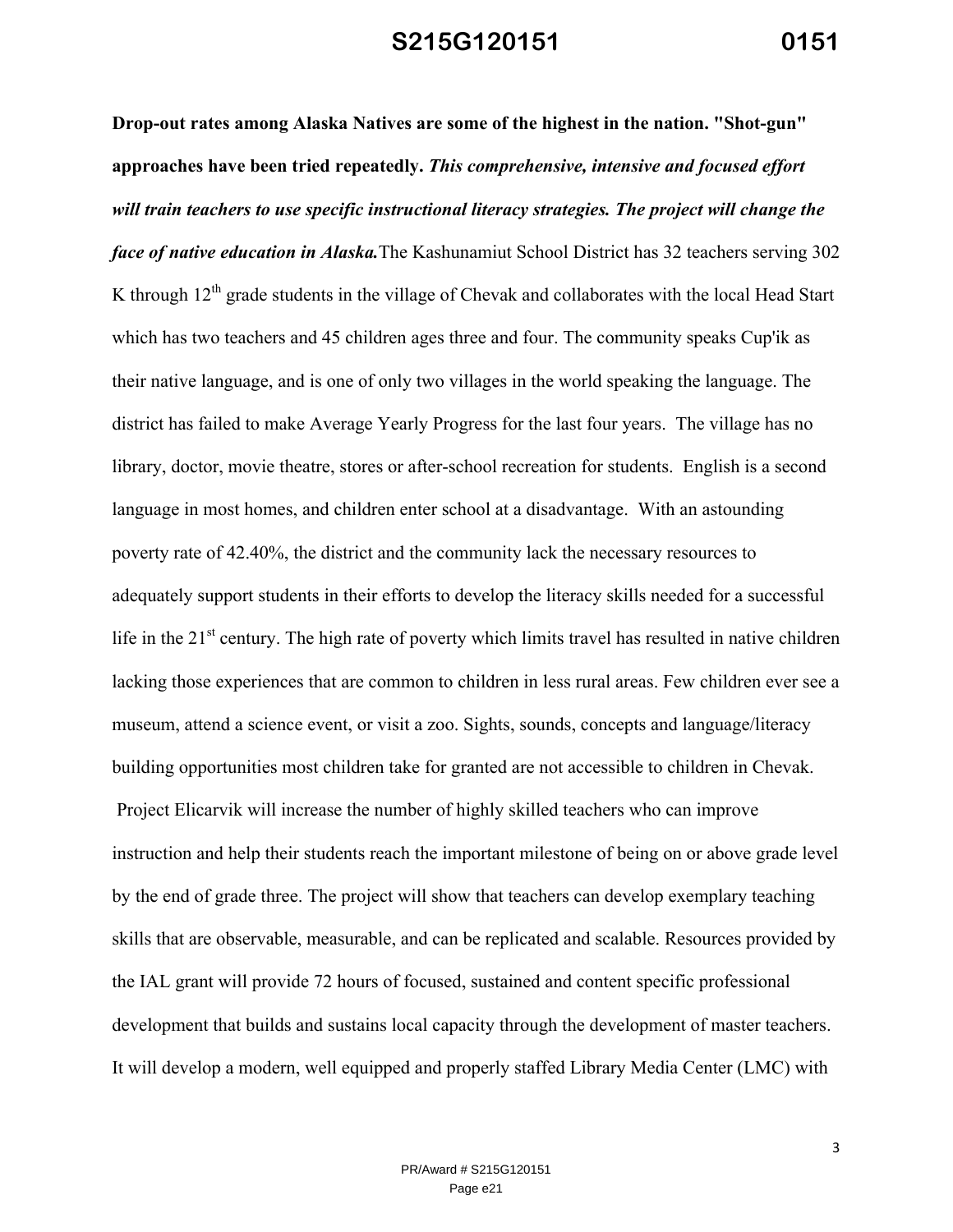**Drop-out rates among Alaska Natives are some of the highest in the nation. "Shot-gun" approaches have been tried repeatedly.** ***This comprehensive, intensive and focused effort will train teachers to use specific instructional literacy strategies. The project will change the face of native education in Alaska.*** The Kashunamiut School District has 32 teachers serving 302 K through 12th grade students in the village of Chevak and collaborates with the local Head Start which has two teachers and 45 children ages three and four. The community speaks Cup'ik as their native language, and is one of only two villages in the world speaking the language. The district has failed to make Average Yearly Progress for the last four years. The village has no library, doctor, movie theatre, stores or after-school recreation for students. English is a second language in most homes, and children enter school at a disadvantage. With an astounding poverty rate of 42.40%, the district and the community lack the necessary resources to adequately support students in their efforts to develop the literacy skills needed for a successful life in the 21st century. The high rate of poverty which limits travel has resulted in native children lacking those experiences that are common to children in less rural areas. Few children ever see a museum, attend a science event, or visit a zoo. Sights, sounds, concepts and language/literacy building opportunities most children take for granted are not accessible to children in Chevak.

Project Elicarvik will increase the number of highly skilled teachers who can improve instruction and help their students reach the important milestone of being on or above grade level by the end of grade three. The project will show that teachers can develop exemplary teaching skills that are observable, measurable, and can be replicated and scalable. Resources provided by the IAL grant will provide 72 hours of focused, sustained and content specific professional development that builds and sustains local capacity through the development of master teachers. It will develop a modern, well equipped and properly staffed Library Media Center (LMC) with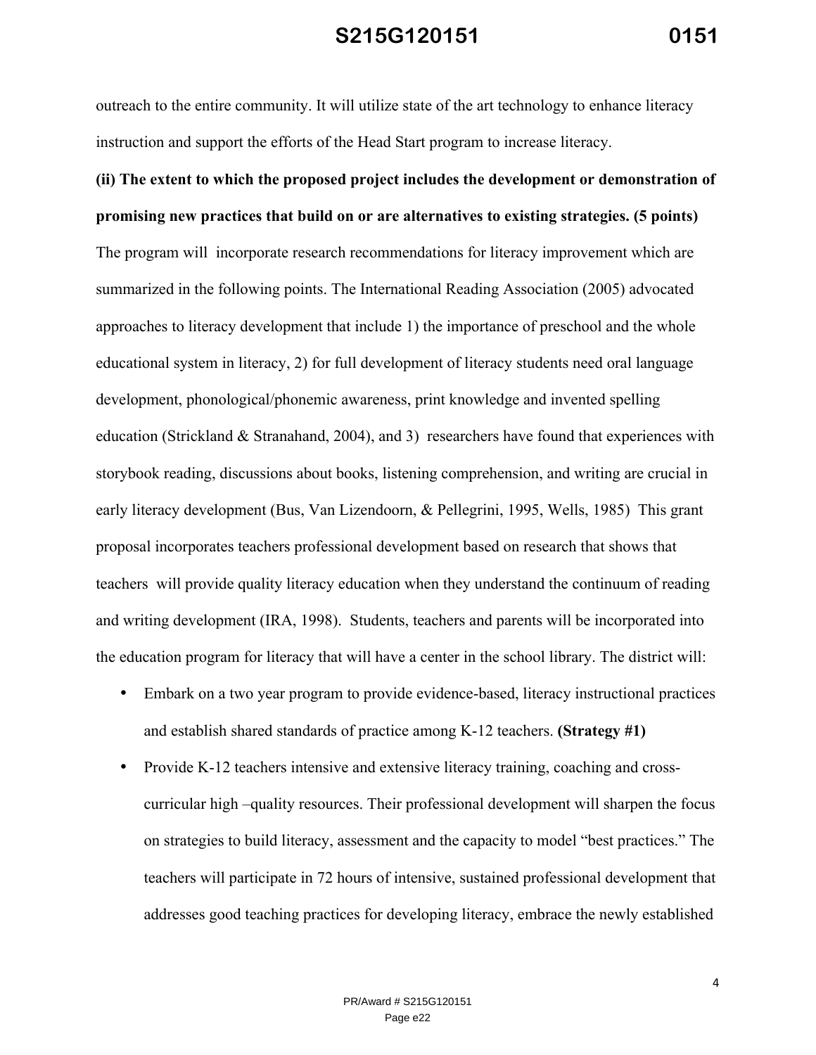outreach to the entire community. It will utilize state of the art technology to enhance literacy instruction and support the efforts of the Head Start program to increase literacy.

**(ii) The extent to which the proposed project includes the development or demonstration of promising new practices that build on or are alternatives to existing strategies. (5 points)**

The program will incorporate research recommendations for literacy improvement which are summarized in the following points. The International Reading Association (2005) advocated approaches to literacy development that include 1) the importance of preschool and the whole educational system in literacy, 2) for full development of literacy students need oral language development, phonological/phonemic awareness, print knowledge and invented spelling education (Strickland & Stranahand, 2004), and 3) researchers have found that experiences with storybook reading, discussions about books, listening comprehension, and writing are crucial in early literacy development (Bus, Van Lizendoorn, & Pellegrini, 1995, Wells, 1985) This grant proposal incorporates teachers professional development based on research that shows that teachers will provide quality literacy education when they understand the continuum of reading and writing development (IRA, 1998). Students, teachers and parents will be incorporated into the education program for literacy that will have a center in the school library. The district will:

- Embark on a two year program to provide evidence-based, literacy instructional practices and establish shared standards of practice among K-12 teachers. **(Strategy #1)**
- Provide K-12 teachers intensive and extensive literacy training, coaching and cross-curricular high –quality resources. Their professional development will sharpen the focus on strategies to build literacy, assessment and the capacity to model "best practices." The teachers will participate in 72 hours of intensive, sustained professional development that addresses good teaching practices for developing literacy, embrace the newly established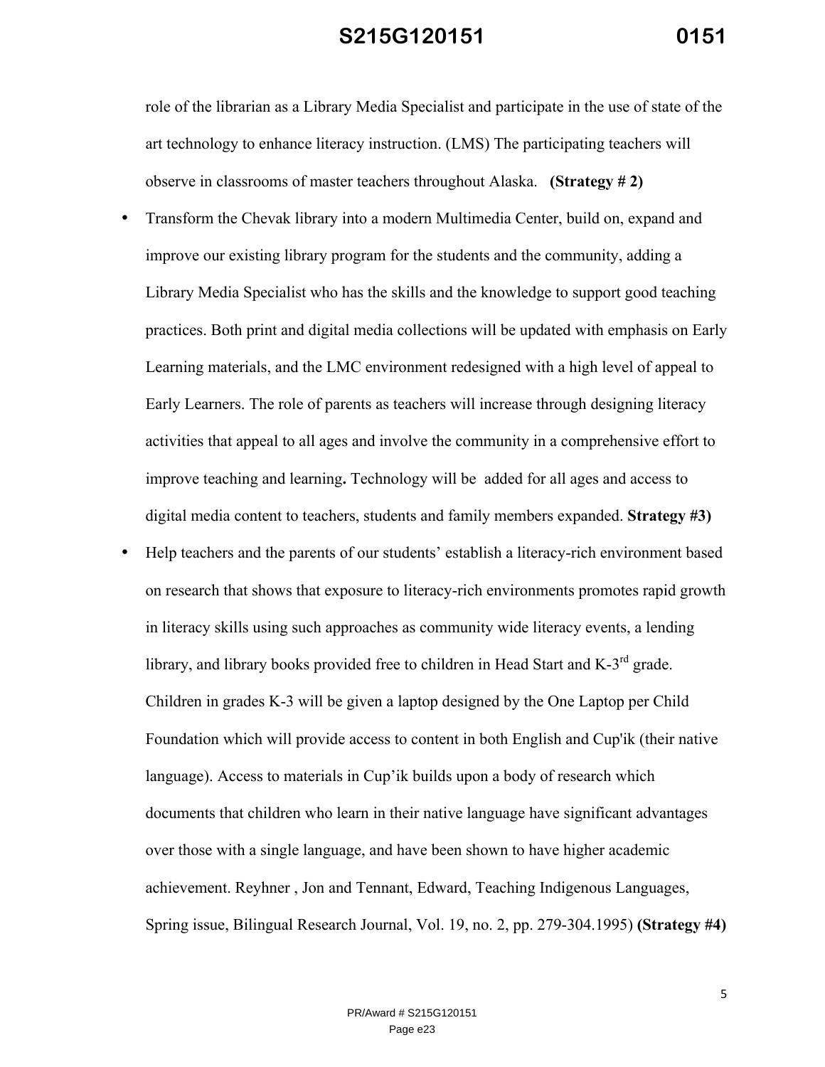role of the librarian as a Library Media Specialist and participate in the use of state of the art technology to enhance literacy instruction. (LMS) The participating teachers will observe in classrooms of master teachers throughout Alaska. **(Strategy # 2)**

- Transform the Chevak library into a modern Multimedia Center, build on, expand and improve our existing library program for the students and the community, adding a Library Media Specialist who has the skills and the knowledge to support good teaching practices. Both print and digital media collections will be updated with emphasis on Early Learning materials, and the LMC environment redesigned with a high level of appeal to Early Learners. The role of parents as teachers will increase through designing literacy activities that appeal to all ages and involve the community in a comprehensive effort to improve teaching and learning**.** Technology will be added for all ages and access to digital media content to teachers, students and family members expanded. **Strategy #3)**
- Help teachers and the parents of our students' establish a literacy-rich environment based on research that shows that exposure to literacy-rich environments promotes rapid growth in literacy skills using such approaches as community wide literacy events, a lending library, and library books provided free to children in Head Start and K-3rd grade. Children in grades K-3 will be given a laptop designed by the One Laptop per Child Foundation which will provide access to content in both English and Cup'ik (their native language). Access to materials in Cup'ik builds upon a body of research which documents that children who learn in their native language have significant advantages over those with a single language, and have been shown to have higher academic achievement. Reyhner , Jon and Tennant, Edward, Teaching Indigenous Languages, Spring issue, Bilingual Research Journal, Vol. 19, no. 2, pp. 279-304.1995) **(Strategy #4)**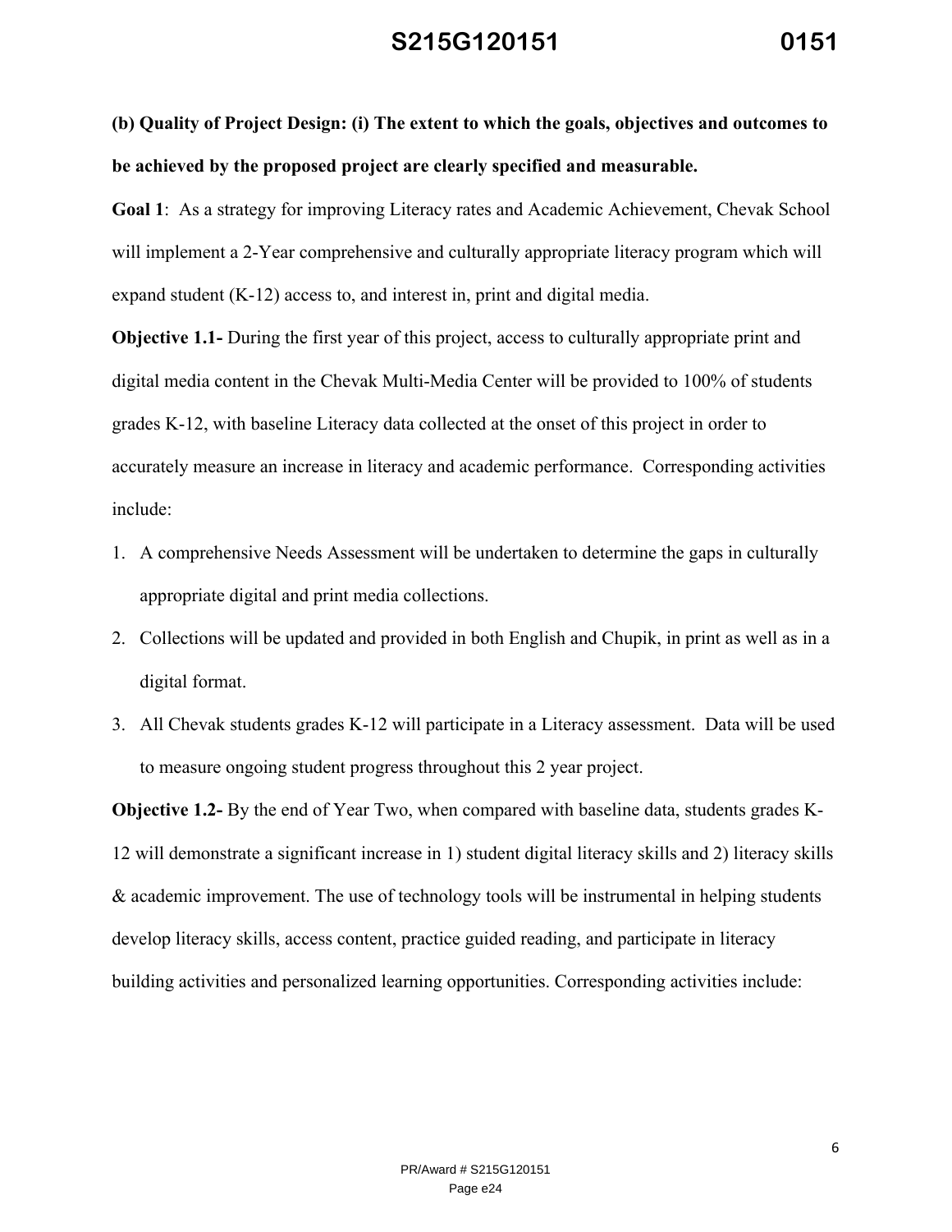**(b) Quality of Project Design: (i) The extent to which the goals, objectives and outcomes to be achieved by the proposed project are clearly specified and measurable.**

**Goal 1**: As a strategy for improving Literacy rates and Academic Achievement, Chevak School will implement a 2-Year comprehensive and culturally appropriate literacy program which will expand student (K-12) access to, and interest in, print and digital media.

**Objective 1.1-** During the first year of this project, access to culturally appropriate print and digital media content in the Chevak Multi-Media Center will be provided to 100% of students grades K-12, with baseline Literacy data collected at the onset of this project in order to accurately measure an increase in literacy and academic performance. Corresponding activities include:

1. A comprehensive Needs Assessment will be undertaken to determine the gaps in culturally appropriate digital and print media collections.
2. Collections will be updated and provided in both English and Chupik, in print as well as in a digital format.
3. All Chevak students grades K-12 will participate in a Literacy assessment. Data will be used to measure ongoing student progress throughout this 2 year project.

**Objective 1.2-** By the end of Year Two, when compared with baseline data, students grades K-12 will demonstrate a significant increase in 1) student digital literacy skills and 2) literacy skills & academic improvement. The use of technology tools will be instrumental in helping students develop literacy skills, access content, practice guided reading, and participate in literacy building activities and personalized learning opportunities. Corresponding activities include: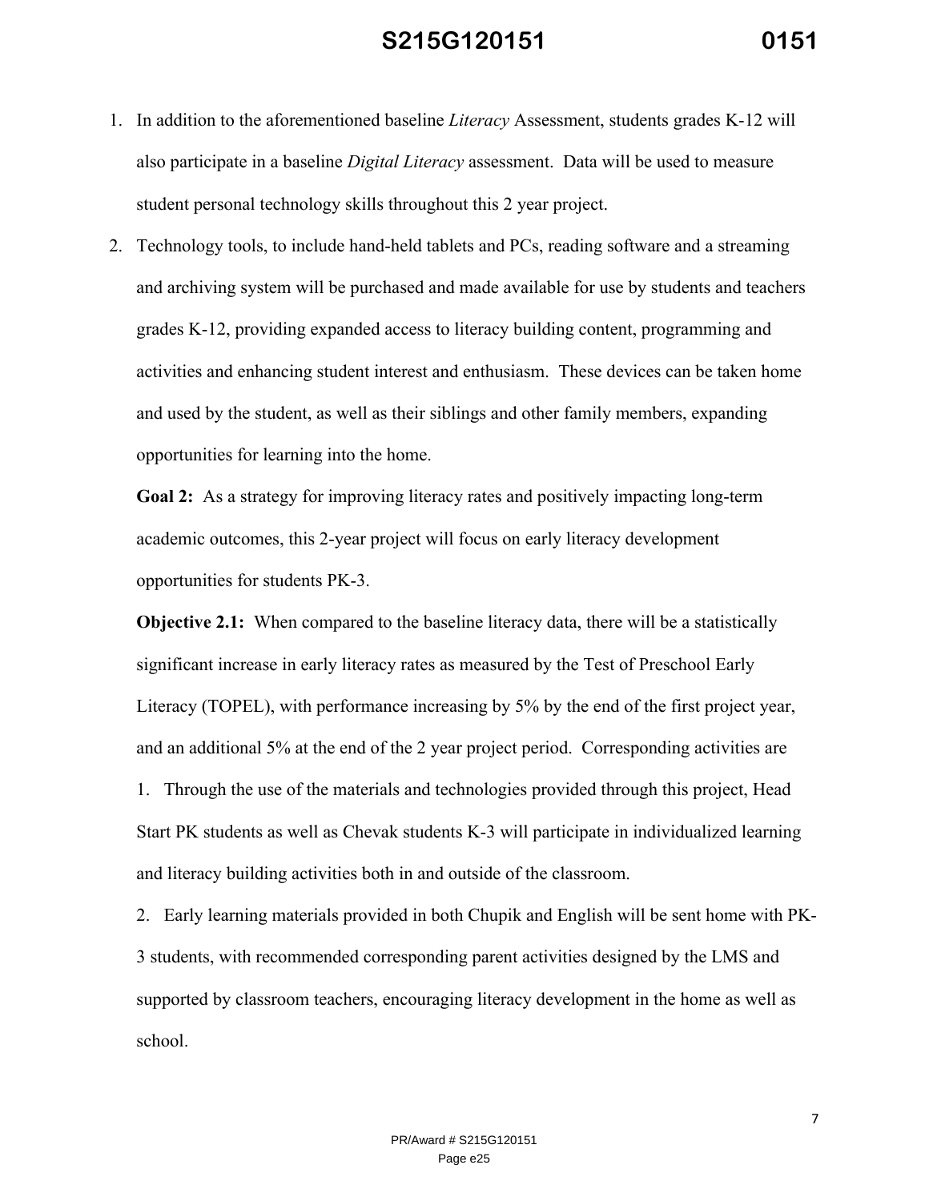1. In addition to the aforementioned baseline *Literacy* Assessment, students grades K-12 will also participate in a baseline *Digital Literacy* assessment. Data will be used to measure student personal technology skills throughout this 2 year project.
2. Technology tools, to include hand-held tablets and PCs, reading software and a streaming and archiving system will be purchased and made available for use by students and teachers grades K-12, providing expanded access to literacy building content, programming and activities and enhancing student interest and enthusiasm. These devices can be taken home and used by the student, as well as their siblings and other family members, expanding opportunities for learning into the home.

**Goal 2:** As a strategy for improving literacy rates and positively impacting long-term academic outcomes, this 2-year project will focus on early literacy development opportunities for students PK-3.

**Objective 2.1:** When compared to the baseline literacy data, there will be a statistically significant increase in early literacy rates as measured by the Test of Preschool Early Literacy (TOPEL), with performance increasing by 5% by the end of the first project year, and an additional 5% at the end of the 2 year project period. Corresponding activities are

1. Through the use of the materials and technologies provided through this project, Head Start PK students as well as Chevak students K-3 will participate in individualized learning and literacy building activities both in and outside of the classroom.
2. Early learning materials provided in both Chupik and English will be sent home with PK-3 students, with recommended corresponding parent activities designed by the LMS and supported by classroom teachers, encouraging literacy development in the home as well as school.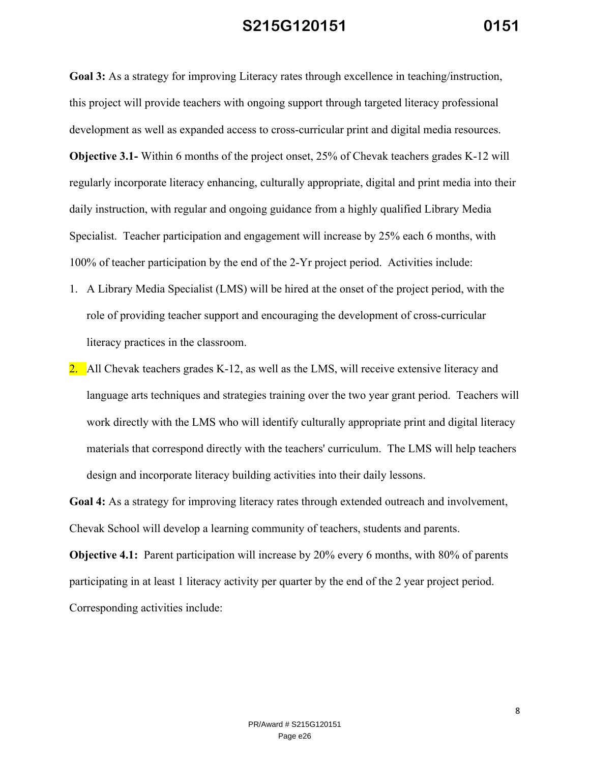**Goal 3:** As a strategy for improving Literacy rates through excellence in teaching/instruction, this project will provide teachers with ongoing support through targeted literacy professional development as well as expanded access to cross-curricular print and digital media resources.

**Objective 3.1-** Within 6 months of the project onset, 25% of Chevak teachers grades K-12 will regularly incorporate literacy enhancing, culturally appropriate, digital and print media into their daily instruction, with regular and ongoing guidance from a highly qualified Library Media Specialist. Teacher participation and engagement will increase by 25% each 6 months, with 100% of teacher participation by the end of the 2-Yr project period. Activities include:

1. A Library Media Specialist (LMS) will be hired at the onset of the project period, with the role of providing teacher support and encouraging the development of cross-curricular literacy practices in the classroom.
2. All Chevak teachers grades K-12, as well as the LMS, will receive extensive literacy and language arts techniques and strategies training over the two year grant period. Teachers will work directly with the LMS who will identify culturally appropriate print and digital literacy materials that correspond directly with the teachers' curriculum. The LMS will help teachers design and incorporate literacy building activities into their daily lessons.

**Goal 4:** As a strategy for improving literacy rates through extended outreach and involvement, Chevak School will develop a learning community of teachers, students and parents.

**Objective 4.1:** Parent participation will increase by 20% every 6 months, with 80% of parents participating in at least 1 literacy activity per quarter by the end of the 2 year project period. Corresponding activities include: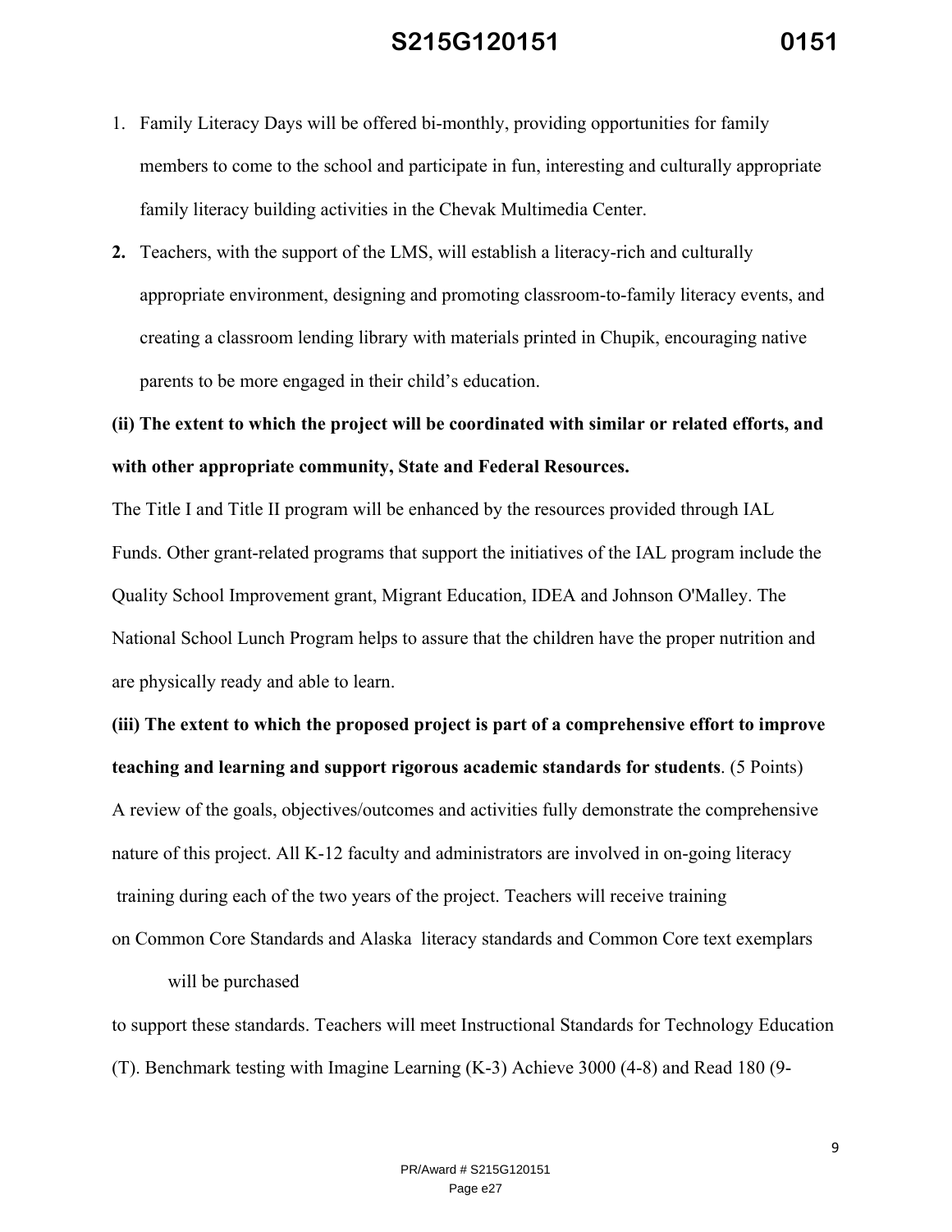1. Family Literacy Days will be offered bi-monthly, providing opportunities for family members to come to the school and participate in fun, interesting and culturally appropriate family literacy building activities in the Chevak Multimedia Center.
2. Teachers, with the support of the LMS, will establish a literacy-rich and culturally appropriate environment, designing and promoting classroom-to-family literacy events, and creating a classroom lending library with materials printed in Chupik, encouraging native parents to be more engaged in their child's education.

**(ii) The extent to which the project will be coordinated with similar or related efforts, and with other appropriate community, State and Federal Resources.**

The Title I and Title II program will be enhanced by the resources provided through IAL Funds. Other grant-related programs that support the initiatives of the IAL program include the Quality School Improvement grant, Migrant Education, IDEA and Johnson O'Malley. The National School Lunch Program helps to assure that the children have the proper nutrition and are physically ready and able to learn.

**(iii) The extent to which the proposed project is part of a comprehensive effort to improve teaching and learning and support rigorous academic standards for students**. (5 Points)

A review of the goals, objectives/outcomes and activities fully demonstrate the comprehensive nature of this project. All K-12 faculty and administrators are involved in on-going literacy training during each of the two years of the project. Teachers will receive training on Common Core Standards and Alaska literacy standards and Common Core text exemplars will be purchased to support these standards. Teachers will meet Instructional Standards for Technology Education (T). Benchmark testing with Imagine Learning (K-3) Achieve 3000 (4-8) and Read 180 (9-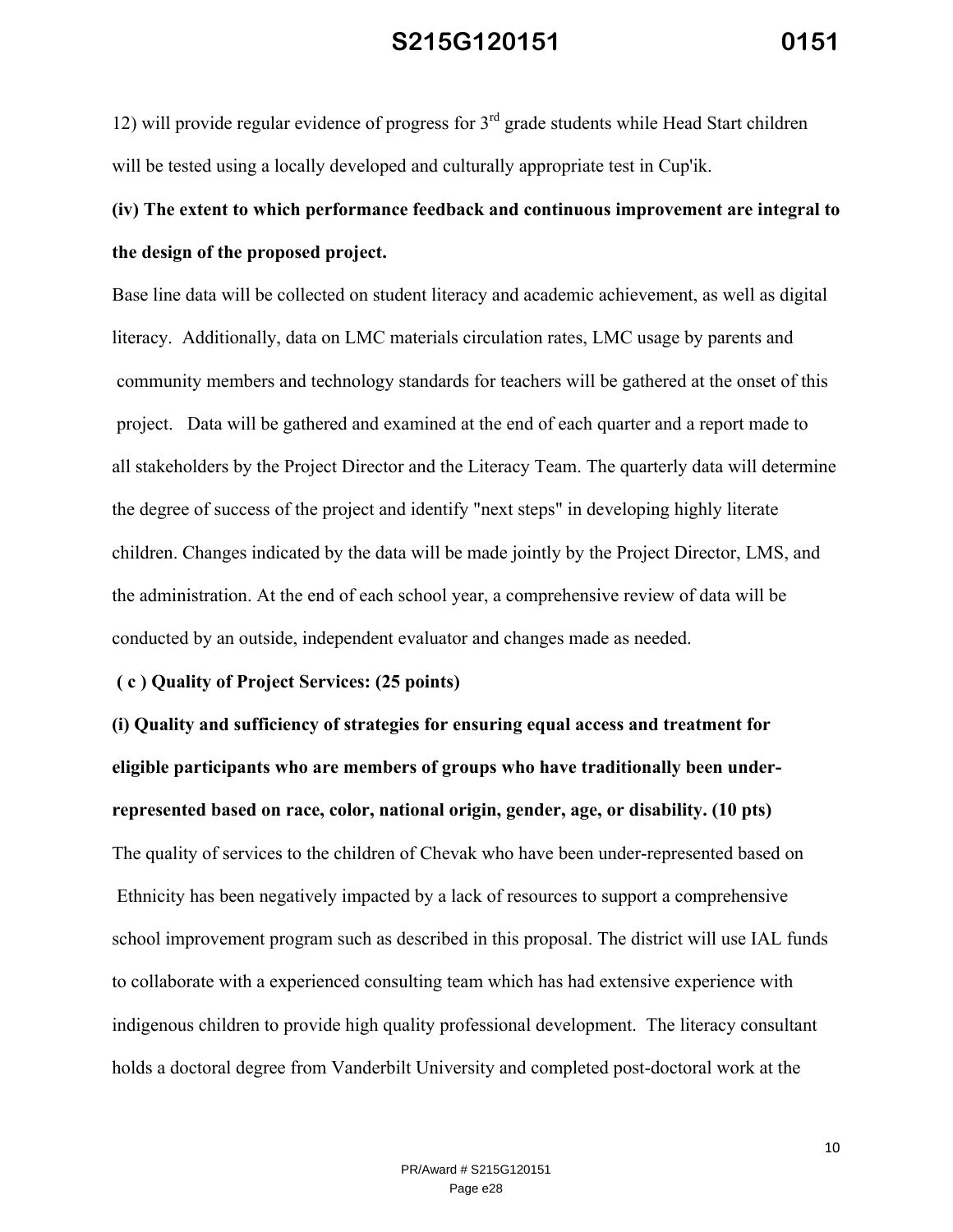12) will provide regular evidence of progress for 3rd grade students while Head Start children will be tested using a locally developed and culturally appropriate test in Cup'ik.

**(iv) The extent to which performance feedback and continuous improvement are integral to the design of the proposed project.**

Base line data will be collected on student literacy and academic achievement, as well as digital literacy. Additionally, data on LMC materials circulation rates, LMC usage by parents and community members and technology standards for teachers will be gathered at the onset of this project. Data will be gathered and examined at the end of each quarter and a report made to all stakeholders by the Project Director and the Literacy Team. The quarterly data will determine the degree of success of the project and identify "next steps" in developing highly literate children. Changes indicated by the data will be made jointly by the Project Director, LMS, and the administration. At the end of each school year, a comprehensive review of data will be conducted by an outside, independent evaluator and changes made as needed.

**( c ) Quality of Project Services: (25 points)**

**(i) Quality and sufficiency of strategies for ensuring equal access and treatment for eligible participants who are members of groups who have traditionally been under-represented based on race, color, national origin, gender, age, or disability. (10 pts)**

The quality of services to the children of Chevak who have been under-represented based on Ethnicity has been negatively impacted by a lack of resources to support a comprehensive school improvement program such as described in this proposal. The district will use IAL funds to collaborate with a experienced consulting team which has had extensive experience with indigenous children to provide high quality professional development. The literacy consultant holds a doctoral degree from Vanderbilt University and completed post-doctoral work at the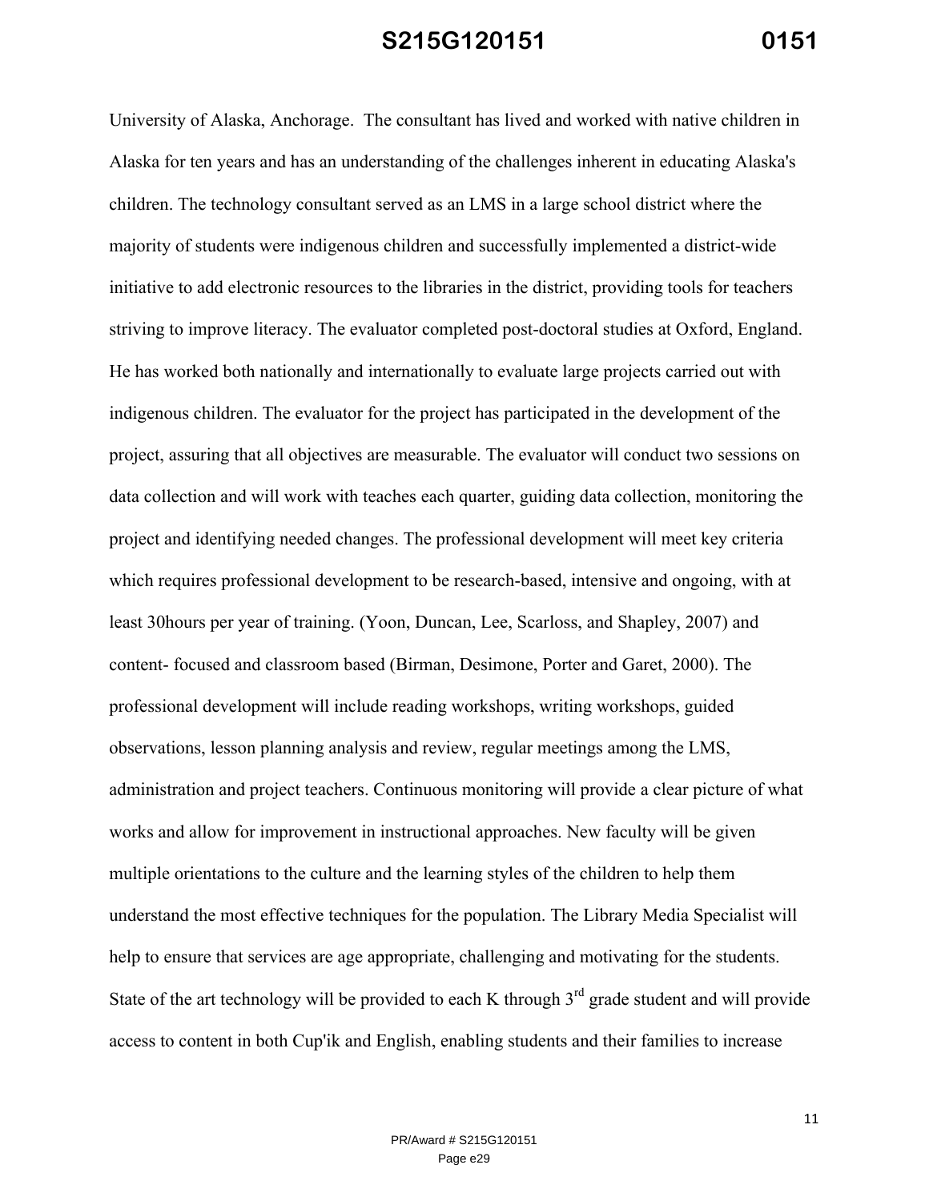University of Alaska, Anchorage. The consultant has lived and worked with native children in Alaska for ten years and has an understanding of the challenges inherent in educating Alaska's children. The technology consultant served as an LMS in a large school district where the majority of students were indigenous children and successfully implemented a district-wide initiative to add electronic resources to the libraries in the district, providing tools for teachers striving to improve literacy. The evaluator completed post-doctoral studies at Oxford, England. He has worked both nationally and internationally to evaluate large projects carried out with indigenous children. The evaluator for the project has participated in the development of the project, assuring that all objectives are measurable. The evaluator will conduct two sessions on data collection and will work with teaches each quarter, guiding data collection, monitoring the project and identifying needed changes. The professional development will meet key criteria which requires professional development to be research-based, intensive and ongoing, with at least 30hours per year of training. (Yoon, Duncan, Lee, Scarloss, and Shapley, 2007) and content- focused and classroom based (Birman, Desimone, Porter and Garet, 2000). The professional development will include reading workshops, writing workshops, guided observations, lesson planning analysis and review, regular meetings among the LMS, administration and project teachers. Continuous monitoring will provide a clear picture of what works and allow for improvement in instructional approaches. New faculty will be given multiple orientations to the culture and the learning styles of the children to help them understand the most effective techniques for the population. The Library Media Specialist will help to ensure that services are age appropriate, challenging and motivating for the students. State of the art technology will be provided to each K through 3rd grade student and will provide access to content in both Cup'ik and English, enabling students and their families to increase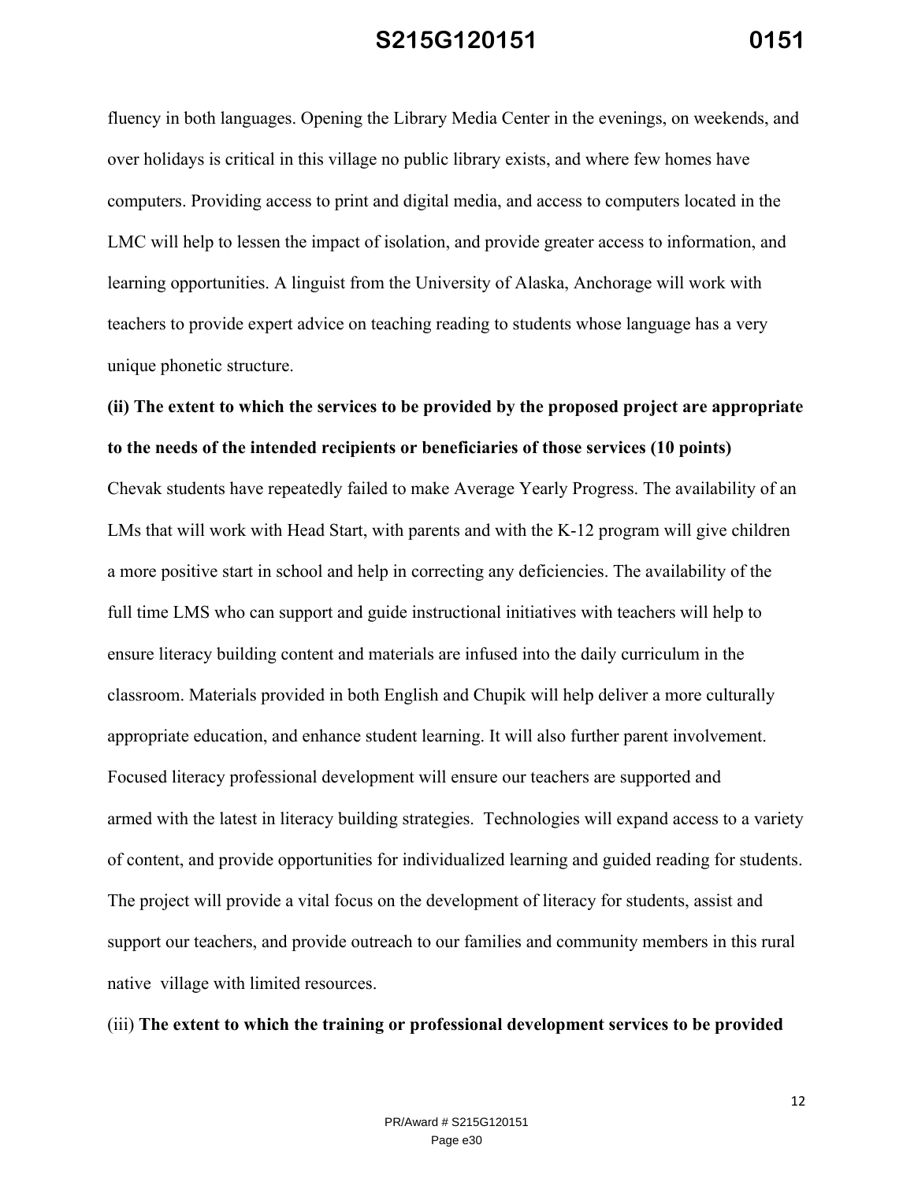fluency in both languages. Opening the Library Media Center in the evenings, on weekends, and over holidays is critical in this village no public library exists, and where few homes have computers. Providing access to print and digital media, and access to computers located in the LMC will help to lessen the impact of isolation, and provide greater access to information, and learning opportunities. A linguist from the University of Alaska, Anchorage will work with teachers to provide expert advice on teaching reading to students whose language has a very unique phonetic structure.

**(ii) The extent to which the services to be provided by the proposed project are appropriate to the needs of the intended recipients or beneficiaries of those services (10 points)**

Chevak students have repeatedly failed to make Average Yearly Progress. The availability of an LMs that will work with Head Start, with parents and with the K-12 program will give children a more positive start in school and help in correcting any deficiencies. The availability of the full time LMS who can support and guide instructional initiatives with teachers will help to ensure literacy building content and materials are infused into the daily curriculum in the classroom. Materials provided in both English and Chupik will help deliver a more culturally appropriate education, and enhance student learning. It will also further parent involvement. Focused literacy professional development will ensure our teachers are supported and armed with the latest in literacy building strategies. Technologies will expand access to a variety of content, and provide opportunities for individualized learning and guided reading for students. The project will provide a vital focus on the development of literacy for students, assist and support our teachers, and provide outreach to our families and community members in this rural native village with limited resources.

(iii) **The extent to which the training or professional development services to be provided**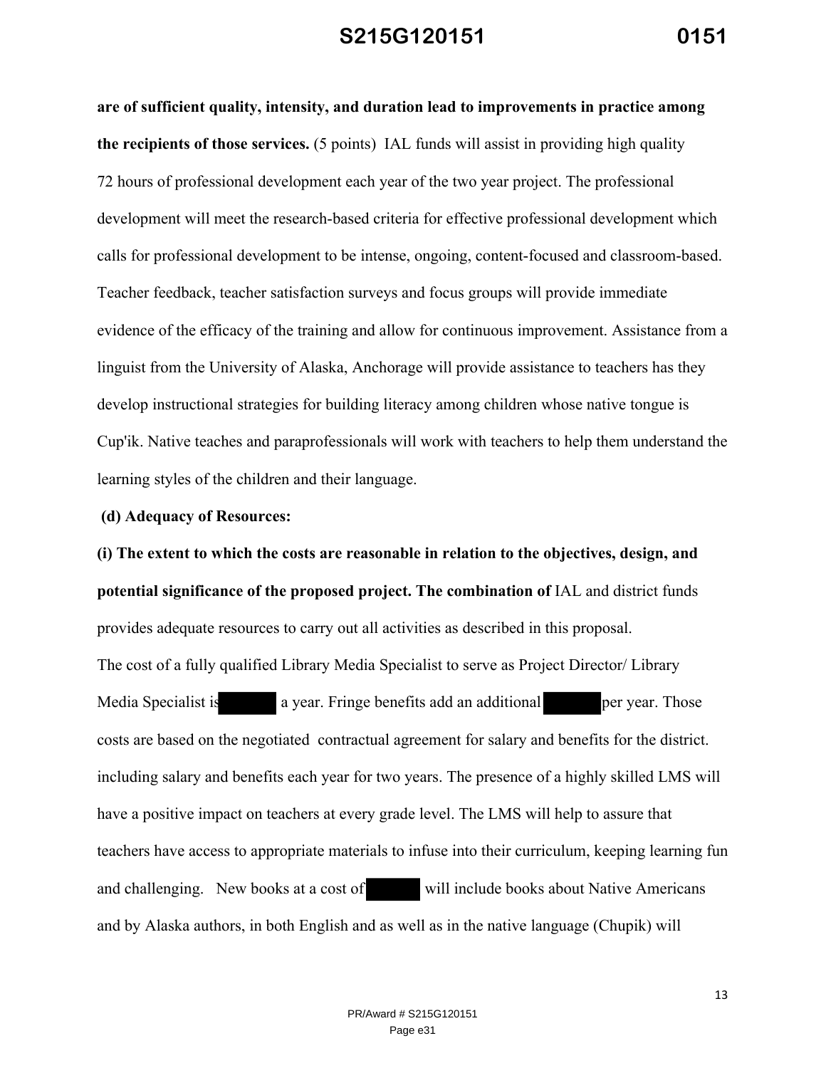**are of sufficient quality, intensity, and duration lead to improvements in practice among the recipients of those services.** (5 points) IAL funds will assist in providing high quality 72 hours of professional development each year of the two year project. The professional development will meet the research-based criteria for effective professional development which calls for professional development to be intense, ongoing, content-focused and classroom-based. Teacher feedback, teacher satisfaction surveys and focus groups will provide immediate evidence of the efficacy of the training and allow for continuous improvement. Assistance from a linguist from the University of Alaska, Anchorage will provide assistance to teachers has they develop instructional strategies for building literacy among children whose native tongue is Cup'ik. Native teaches and paraprofessionals will work with teachers to help them understand the learning styles of the children and their language.

**(d) Adequacy of Resources:**

**(i) The extent to which the costs are reasonable in relation to the objectives, design, and potential significance of the proposed project. The combination of** IAL and district funds provides adequate resources to carry out all activities as described in this proposal.

The cost of a fully qualified Library Media Specialist to serve as Project Director/ Library Media Specialist is [redacted] a year. Fringe benefits add an additional [redacted] per year. Those costs are based on the negotiated contractual agreement for salary and benefits for the district. including salary and benefits each year for two years. The presence of a highly skilled LMS will have a positive impact on teachers at every grade level. The LMS will help to assure that teachers have access to appropriate materials to infuse into their curriculum, keeping learning fun and challenging. New books at a cost of [redacted] will include books about Native Americans and by Alaska authors, in both English and as well as in the native language (Chupik) will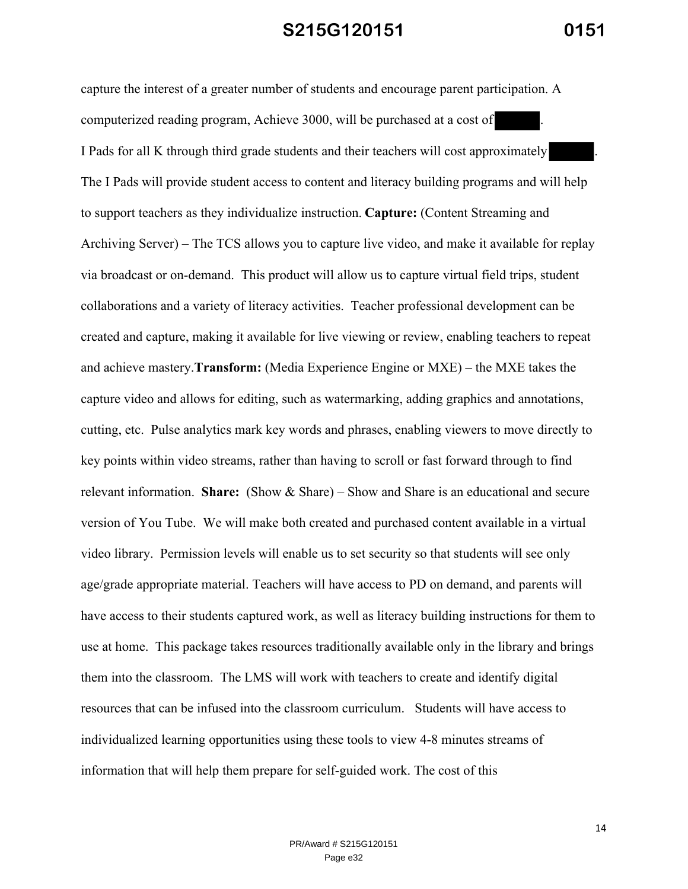capture the interest of a greater number of students and encourage parent participation. A computerized reading program, Achieve 3000, will be purchased at a cost of  .
I Pads for all K through third grade students and their teachers will cost approximately  . The I Pads will provide student access to content and literacy building programs and will help to support teachers as they individualize instruction. **Capture:** (Content Streaming and Archiving Server) – The TCS allows you to capture live video, and make it available for replay via broadcast or on-demand. This product will allow us to capture virtual field trips, student collaborations and a variety of literacy activities. Teacher professional development can be created and capture, making it available for live viewing or review, enabling teachers to repeat and achieve mastery.**Transform:** (Media Experience Engine or MXE) – the MXE takes the capture video and allows for editing, such as watermarking, adding graphics and annotations, cutting, etc. Pulse analytics mark key words and phrases, enabling viewers to move directly to key points within video streams, rather than having to scroll or fast forward through to find relevant information. **Share:** (Show & Share) – Show and Share is an educational and secure version of You Tube. We will make both created and purchased content available in a virtual video library. Permission levels will enable us to set security so that students will see only age/grade appropriate material. Teachers will have access to PD on demand, and parents will have access to their students captured work, as well as literacy building instructions for them to use at home. This package takes resources traditionally available only in the library and brings them into the classroom. The LMS will work with teachers to create and identify digital resources that can be infused into the classroom curriculum. Students will have access to individualized learning opportunities using these tools to view 4-8 minutes streams of information that will help them prepare for self-guided work. The cost of this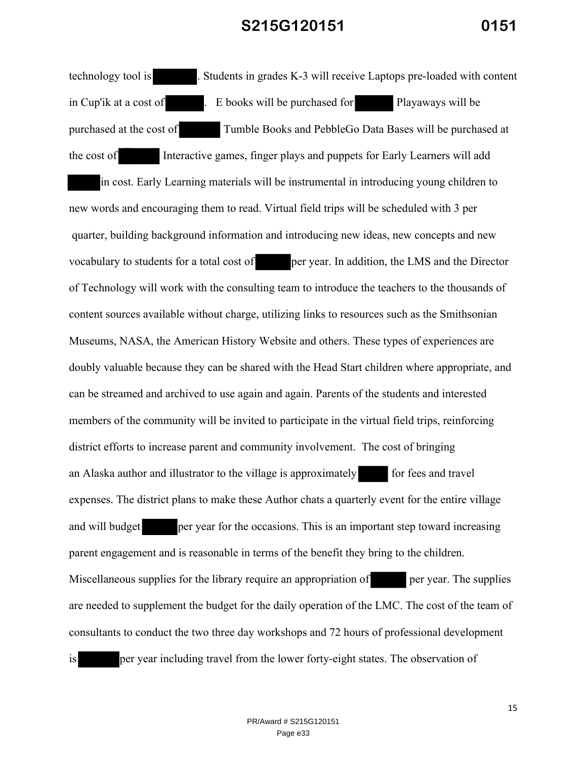technology tool is ██████. Students in grades K-3 will receive Laptops pre-loaded with content in Cup'ik at a cost of █████. E books will be purchased for █████ Playaways will be purchased at the cost of █████ Tumble Books and PebbleGo Data Bases will be purchased at the cost of █████ Interactive games, finger plays and puppets for Early Learners will add █████ in cost. Early Learning materials will be instrumental in introducing young children to new words and encouraging them to read. Virtual field trips will be scheduled with 3 per quarter, building background information and introducing new ideas, new concepts and new vocabulary to students for a total cost of █████ per year. In addition, the LMS and the Director of Technology will work with the consulting team to introduce the teachers to the thousands of content sources available without charge, utilizing links to resources such as the Smithsonian Museums, NASA, the American History Website and others. These types of experiences are doubly valuable because they can be shared with the Head Start children where appropriate, and can be streamed and archived to use again and again. Parents of the students and interested members of the community will be invited to participate in the virtual field trips, reinforcing district efforts to increase parent and community involvement. The cost of bringing an Alaska author and illustrator to the village is approximately █████ for fees and travel expenses. The district plans to make these Author chats a quarterly event for the entire village and will budget █████ per year for the occasions. This is an important step toward increasing parent engagement and is reasonable in terms of the benefit they bring to the children. Miscellaneous supplies for the library require an appropriation of █████ per year. The supplies are needed to supplement the budget for the daily operation of the LMC. The cost of the team of consultants to conduct the two three day workshops and 72 hours of professional development is █████ per year including travel from the lower forty-eight states. The observation of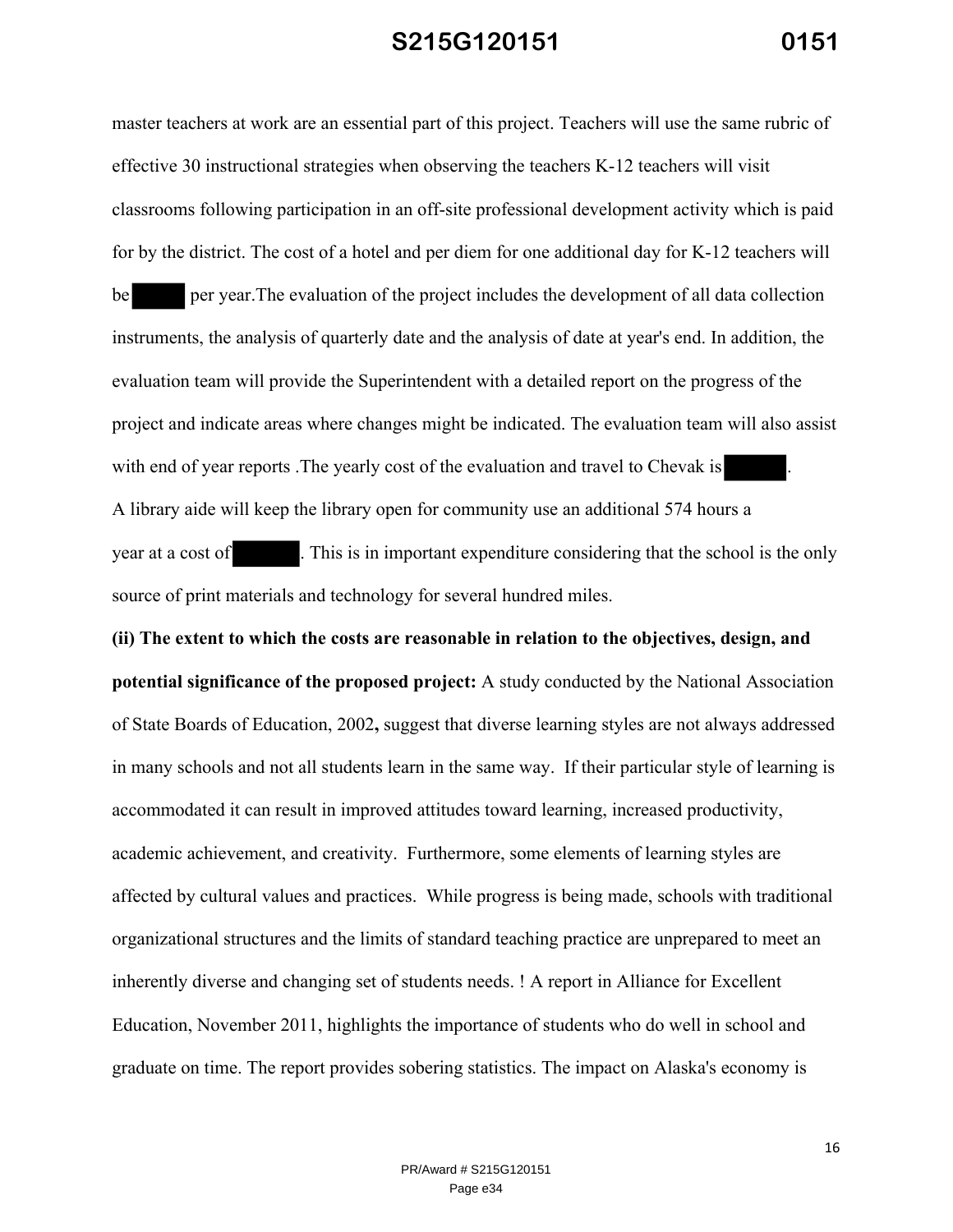master teachers at work are an essential part of this project. Teachers will use the same rubric of effective 30 instructional strategies when observing the teachers K-12 teachers will visit classrooms following participation in an off-site professional development activity which is paid for by the district. The cost of a hotel and per diem for one additional day for K-12 teachers will be ██████ per year.The evaluation of the project includes the development of all data collection instruments, the analysis of quarterly date and the analysis of date at year's end. In addition, the evaluation team will provide the Superintendent with a detailed report on the progress of the project and indicate areas where changes might be indicated. The evaluation team will also assist with end of year reports .The yearly cost of the evaluation and travel to Chevak is ██████.

A library aide will keep the library open for community use an additional 574 hours a year at a cost of ██████. This is in important expenditure considering that the school is the only source of print materials and technology for several hundred miles.

**(ii) The extent to which the costs are reasonable in relation to the objectives, design, and potential significance of the proposed project:** A study conducted by the National Association of State Boards of Education, 2002**,** suggest that diverse learning styles are not always addressed in many schools and not all students learn in the same way. If their particular style of learning is accommodated it can result in improved attitudes toward learning, increased productivity, academic achievement, and creativity. Furthermore, some elements of learning styles are affected by cultural values and practices. While progress is being made, schools with traditional organizational structures and the limits of standard teaching practice are unprepared to meet an inherently diverse and changing set of students needs. ! A report in Alliance for Excellent Education, November 2011, highlights the importance of students who do well in school and graduate on time. The report provides sobering statistics. The impact on Alaska's economy is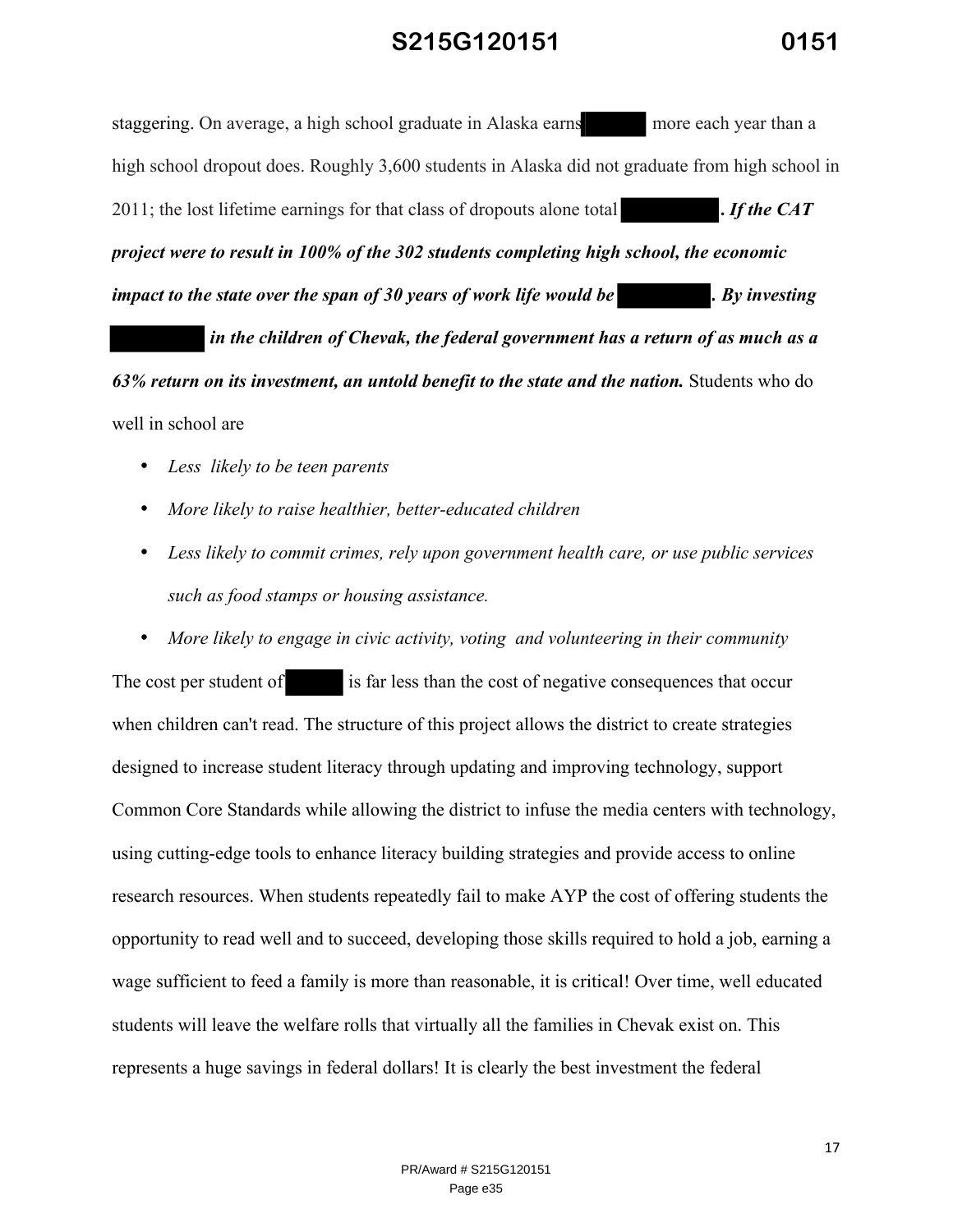staggering. On average, a high school graduate in Alaska earns ██████ more each year than a high school dropout does. Roughly 3,600 students in Alaska did not graduate from high school in 2011; the lost lifetime earnings for that class of dropouts alone total ████████. ***If the CAT project were to result in 100% of the 302 students completing high school, the economic impact to the state over the span of 30 years of work life would be ████████. By investing ████████ in the children of Chevak, the federal government has a return of as much as a 63% return on its investment, an untold benefit to the state and the nation.*** Students who do well in school are

- *Less likely to be teen parents*
- *More likely to raise healthier, better-educated children*
- *Less likely to commit crimes, rely upon government health care, or use public services such as food stamps or housing assistance.*
- *More likely to engage in civic activity, voting and volunteering in their community*

The cost per student of ██████ is far less than the cost of negative consequences that occur when children can't read. The structure of this project allows the district to create strategies designed to increase student literacy through updating and improving technology, support Common Core Standards while allowing the district to infuse the media centers with technology, using cutting-edge tools to enhance literacy building strategies and provide access to online research resources. When students repeatedly fail to make AYP the cost of offering students the opportunity to read well and to succeed, developing those skills required to hold a job, earning a wage sufficient to feed a family is more than reasonable, it is critical! Over time, well educated students will leave the welfare rolls that virtually all the families in Chevak exist on. This represents a huge savings in federal dollars! It is clearly the best investment the federal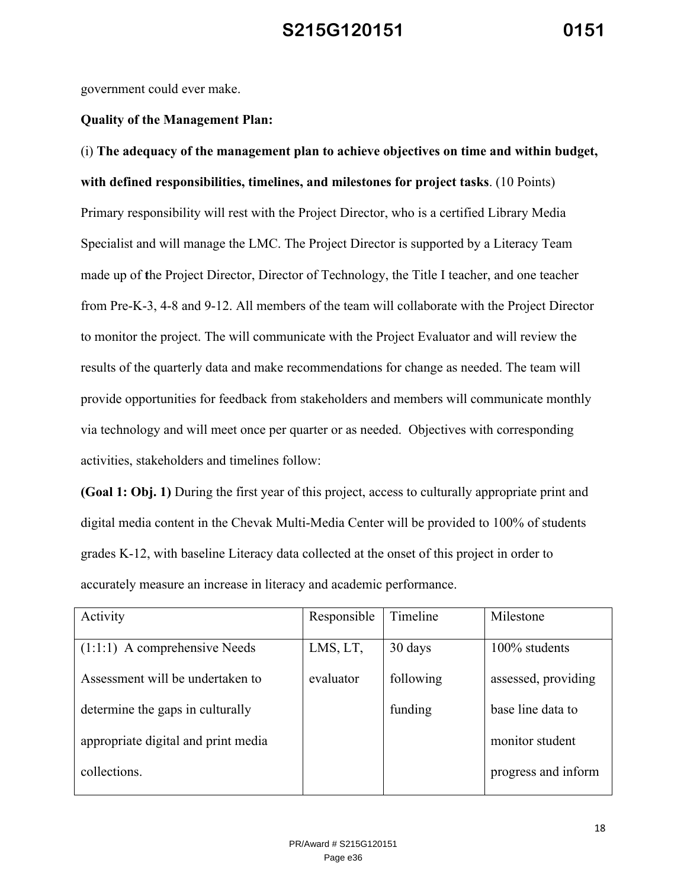government could ever make.

**Quality of the Management Plan:**

(i) **The adequacy of the management plan to achieve objectives on time and within budget, with defined responsibilities, timelines, and milestones for project tasks**. (10 Points)

Primary responsibility will rest with the Project Director, who is a certified Library Media Specialist and will manage the LMC. The Project Director is supported by a Literacy Team made up of the Project Director, Director of Technology, the Title I teacher, and one teacher from Pre-K-3, 4-8 and 9-12. All members of the team will collaborate with the Project Director to monitor the project. The will communicate with the Project Evaluator and will review the results of the quarterly data and make recommendations for change as needed. The team will provide opportunities for feedback from stakeholders and members will communicate monthly via technology and will meet once per quarter or as needed. Objectives with corresponding activities, stakeholders and timelines follow:

**(Goal 1: Obj. 1)** During the first year of this project, access to culturally appropriate print and digital media content in the Chevak Multi-Media Center will be provided to 100% of students grades K-12, with baseline Literacy data collected at the onset of this project in order to accurately measure an increase in literacy and academic performance.

| Activity | Responsible | Timeline | Milestone |
|---|---|---|---|
| (1:1:1) A comprehensive Needs Assessment will be undertaken to determine the gaps in culturally appropriate digital and print media collections. | LMS, LT, evaluator | 30 days following funding | 100% students assessed, providing base line data to monitor student progress and inform |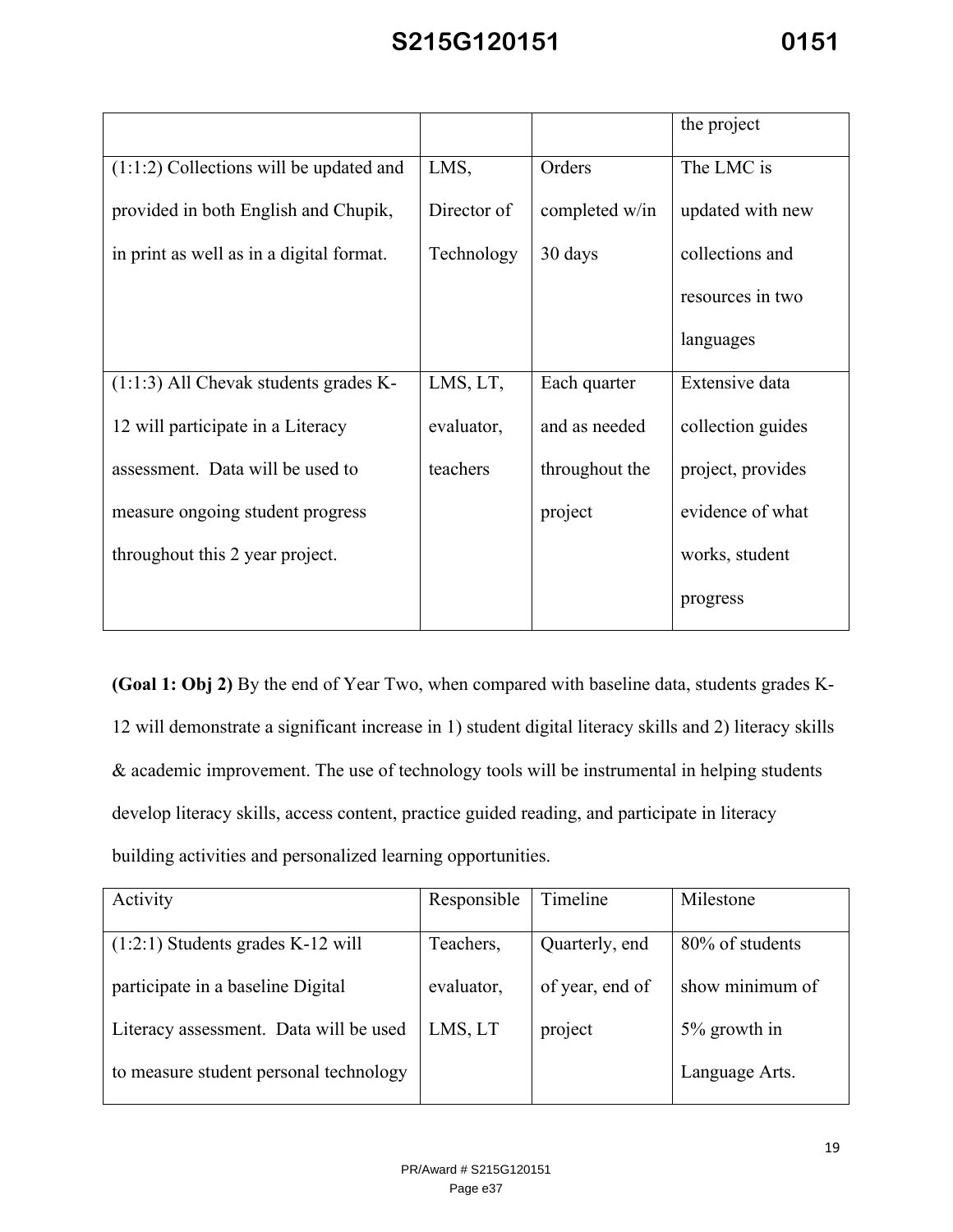| | | | the project |
|---|---|---|---|
| (1:1:2) Collections will be updated and provided in both English and Chupik, in print as well as in a digital format. | LMS, Director of Technology | Orders completed w/in 30 days | The LMC is updated with new collections and resources in two languages |
| (1:1:3) All Chevak students grades K-12 will participate in a Literacy assessment. Data will be used to measure ongoing student progress throughout this 2 year project. | LMS, LT, evaluator, teachers | Each quarter and as needed throughout the project | Extensive data collection guides project, provides evidence of what works, student progress |

**(Goal 1: Obj 2)** By the end of Year Two, when compared with baseline data, students grades K-12 will demonstrate a significant increase in 1) student digital literacy skills and 2) literacy skills & academic improvement. The use of technology tools will be instrumental in helping students develop literacy skills, access content, practice guided reading, and participate in literacy building activities and personalized learning opportunities.

| Activity | Responsible | Timeline | Milestone |
|---|---|---|---|
| (1:2:1) Students grades K-12 will participate in a baseline Digital Literacy assessment. Data will be used to measure student personal technology | Teachers, evaluator, LMS, LT | Quarterly, end of year, end of project | 80% of students show minimum of 5% growth in Language Arts. |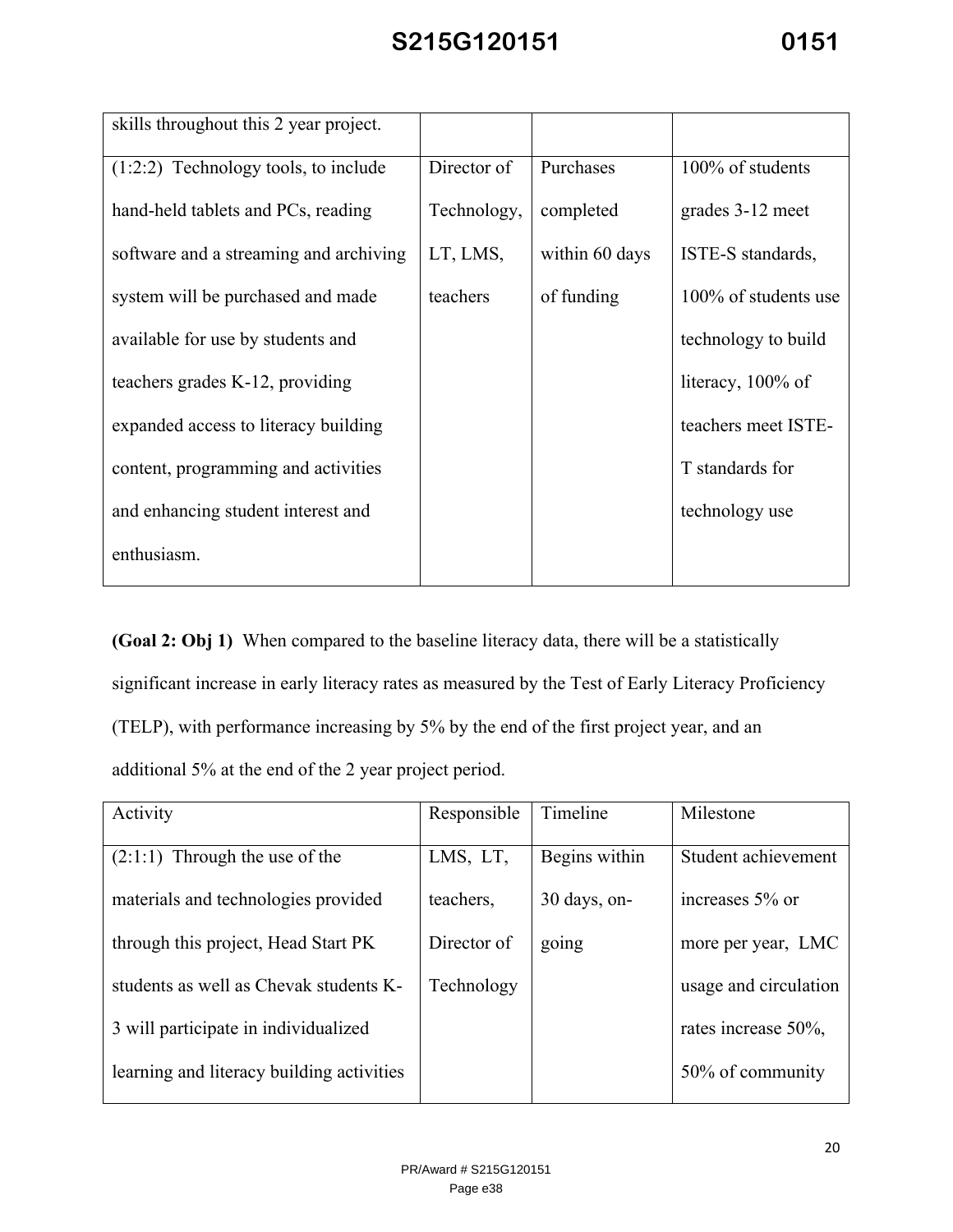| | | | |
|---|---|---|---|
| skills throughout this 2 year project. | | | |
| (1:2:2) Technology tools, to include hand-held tablets and PCs, reading software and a streaming and archiving system will be purchased and made available for use by students and teachers grades K-12, providing expanded access to literacy building content, programming and activities and enhancing student interest and enthusiasm. | Director of Technology, LT, LMS, teachers | Purchases completed within 60 days of funding | 100% of students grades 3-12 meet ISTE-S standards, 100% of students use technology to build literacy, 100% of teachers meet ISTE-T standards for technology use |

**(Goal 2: Obj 1)** When compared to the baseline literacy data, there will be a statistically significant increase in early literacy rates as measured by the Test of Early Literacy Proficiency (TELP), with performance increasing by 5% by the end of the first project year, and an additional 5% at the end of the 2 year project period.

| Activity | Responsible | Timeline | Milestone |
|---|---|---|---|
| (2:1:1) Through the use of the materials and technologies provided through this project, Head Start PK students as well as Chevak students K-3 will participate in individualized learning and literacy building activities | LMS, LT, teachers, Director of Technology | Begins within 30 days, on-going | Student achievement increases 5% or more per year, LMC usage and circulation rates increase 50%, 50% of community |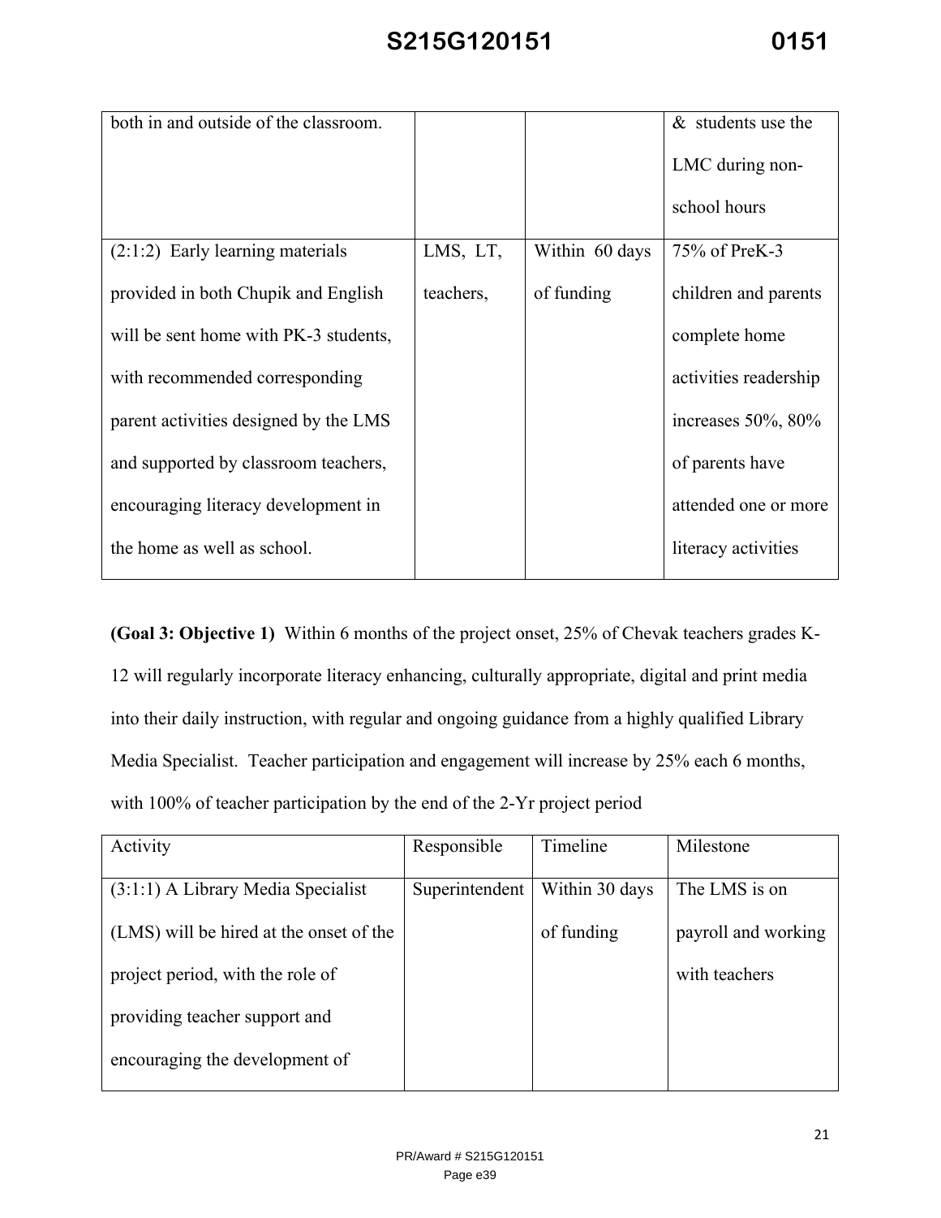| | | | |
|---|---|---|---|
| both in and outside of the classroom. | | | & students use the LMC during non-school hours |
| (2:1:2) Early learning materials provided in both Chupik and English will be sent home with PK-3 students, with recommended corresponding parent activities designed by the LMS and supported by classroom teachers, encouraging literacy development in the home as well as school. | LMS, LT, teachers, | Within 60 days of funding | 75% of PreK-3 children and parents complete home activities readership increases 50%, 80% of parents have attended one or more literacy activities |

**(Goal 3: Objective 1)** Within 6 months of the project onset, 25% of Chevak teachers grades K-12 will regularly incorporate literacy enhancing, culturally appropriate, digital and print media into their daily instruction, with regular and ongoing guidance from a highly qualified Library Media Specialist. Teacher participation and engagement will increase by 25% each 6 months, with 100% of teacher participation by the end of the 2-Yr project period

| Activity | Responsible | Timeline | Milestone |
|---|---|---|---|
| (3:1:1) A Library Media Specialist (LMS) will be hired at the onset of the project period, with the role of providing teacher support and encouraging the development of | Superintendent | Within 30 days of funding | The LMS is on payroll and working with teachers |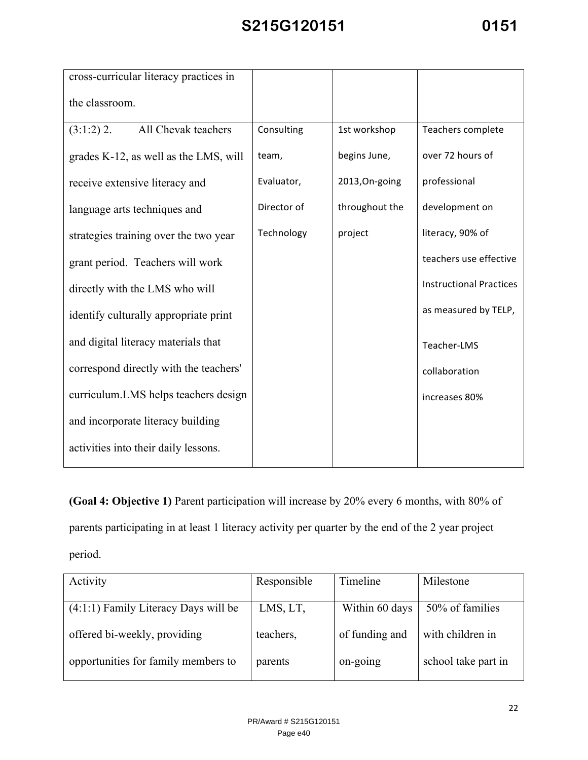| | | | |
|---|---|---|---|
| cross-curricular literacy practices in the classroom. | | | |
| (3:1:2) 2. All Chevak teachers grades K-12, as well as the LMS, will receive extensive literacy and language arts techniques and strategies training over the two year grant period. Teachers will work directly with the LMS who will identify culturally appropriate print and digital literacy materials that correspond directly with the teachers' curriculum.LMS helps teachers design and incorporate literacy building activities into their daily lessons. | Consulting team, Evaluator, Director of Technology | 1st workshop begins June, 2013,On-going throughout the project | Teachers complete over 72 hours of professional development on literacy, 90% of teachers use effective Instructional Practices as measured by TELP, Teacher-LMS collaboration increases 80% |

**(Goal 4: Objective 1)** Parent participation will increase by 20% every 6 months, with 80% of parents participating in at least 1 literacy activity per quarter by the end of the 2 year project period.

| Activity | Responsible | Timeline | Milestone |
|---|---|---|---|
| (4:1:1) Family Literacy Days will be offered bi-weekly, providing opportunities for family members to | LMS, LT, teachers, parents | Within 60 days of funding and on-going | 50% of families with children in school take part in |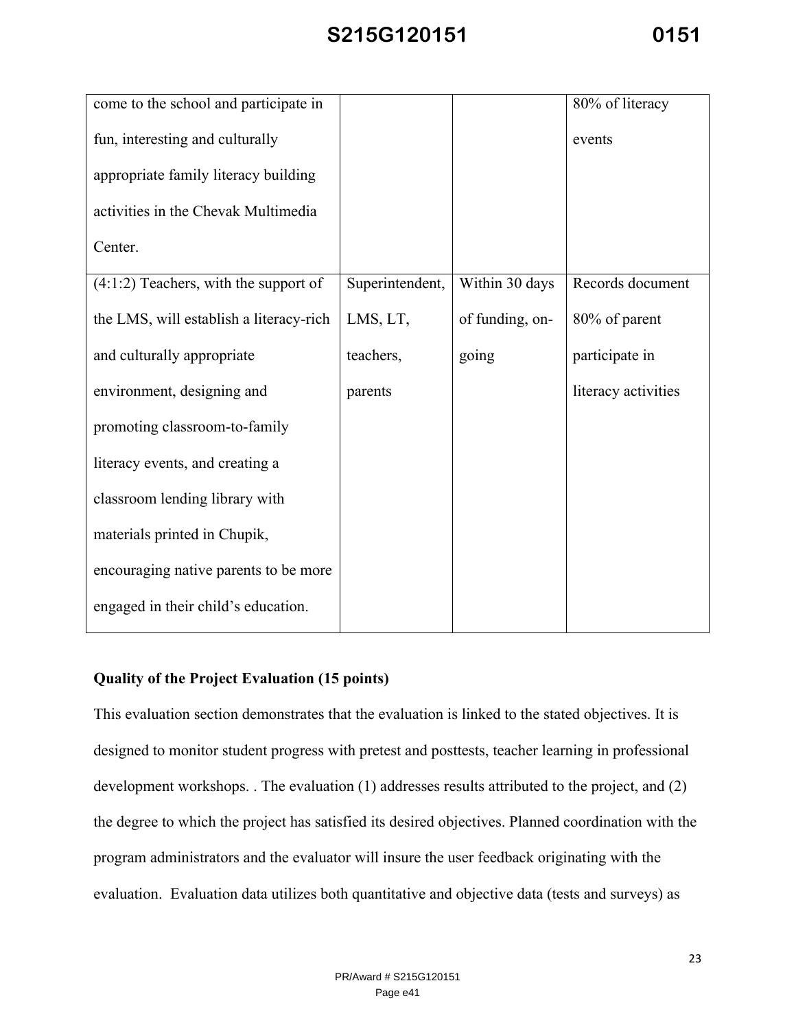| | | | |
|---|---|---|---|
| come to the school and participate in fun, interesting and culturally appropriate family literacy building activities in the Chevak Multimedia Center. | | | 80% of literacy events |
| (4:1:2) Teachers, with the support of the LMS, will establish a literacy-rich and culturally appropriate environment, designing and promoting classroom-to-family literacy events, and creating a classroom lending library with materials printed in Chupik, encouraging native parents to be more engaged in their child's education. | Superintendent, LMS, LT, teachers, parents | Within 30 days of funding, on-going | Records document 80% of parent participate in literacy activities |

**Quality of the Project Evaluation (15 points)**

This evaluation section demonstrates that the evaluation is linked to the stated objectives. It is designed to monitor student progress with pretest and posttests, teacher learning in professional development workshops. . The evaluation (1) addresses results attributed to the project, and (2) the degree to which the project has satisfied its desired objectives. Planned coordination with the program administrators and the evaluator will insure the user feedback originating with the evaluation. Evaluation data utilizes both quantitative and objective data (tests and surveys) as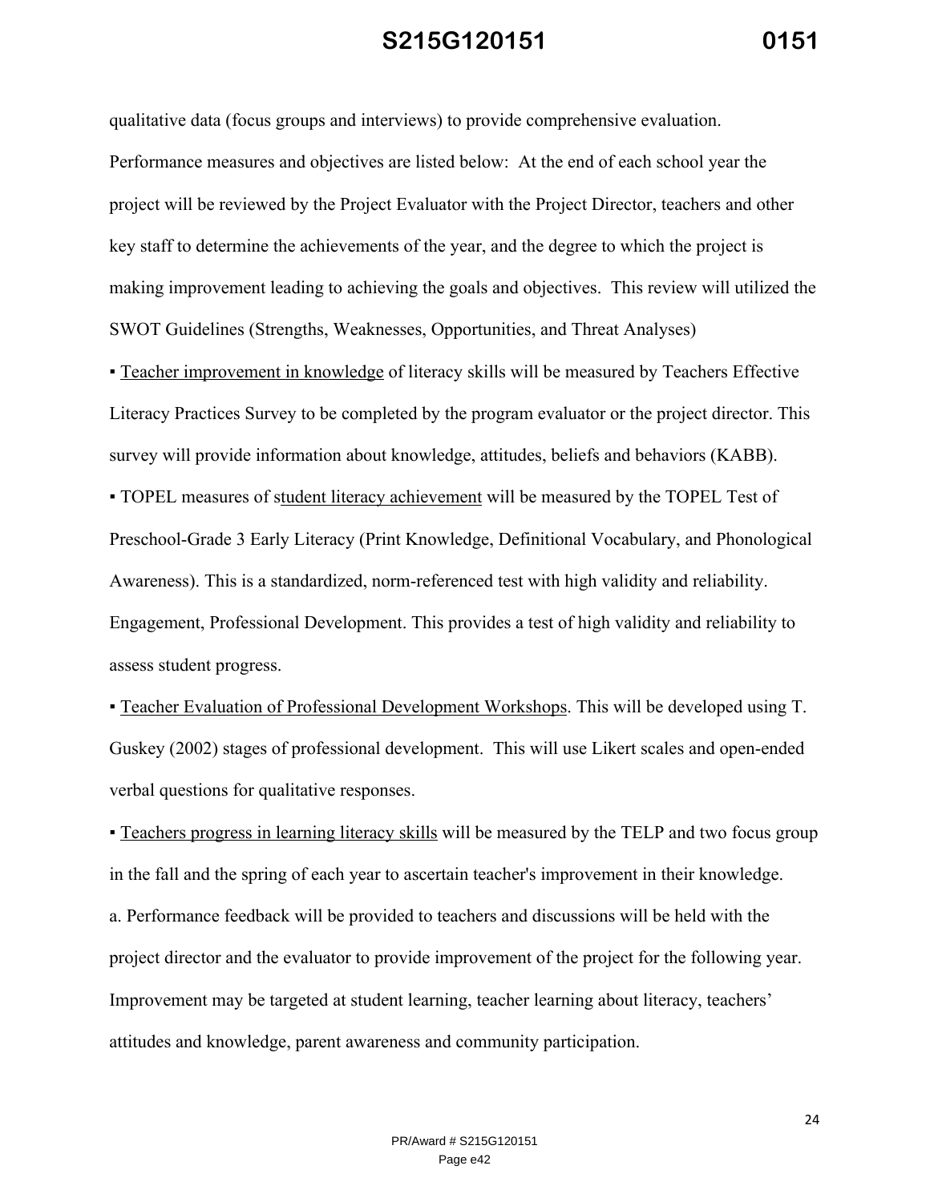qualitative data (focus groups and interviews) to provide comprehensive evaluation.

Performance measures and objectives are listed below: At the end of each school year the project will be reviewed by the Project Evaluator with the Project Director, teachers and other key staff to determine the achievements of the year, and the degree to which the project is making improvement leading to achieving the goals and objectives. This review will utilized the SWOT Guidelines (Strengths, Weaknesses, Opportunities, and Threat Analyses)

▪ <u>Teacher improvement in knowledge</u> of literacy skills will be measured by Teachers Effective Literacy Practices Survey to be completed by the program evaluator or the project director. This survey will provide information about knowledge, attitudes, beliefs and behaviors (KABB).

▪ TOPEL measures of s<u>tudent literacy achievement</u> will be measured by the TOPEL Test of Preschool-Grade 3 Early Literacy (Print Knowledge, Definitional Vocabulary, and Phonological Awareness). This is a standardized, norm-referenced test with high validity and reliability. Engagement, Professional Development. This provides a test of high validity and reliability to assess student progress.

▪ <u>Teacher Evaluation of Professional Development Workshops</u>. This will be developed using T. Guskey (2002) stages of professional development. This will use Likert scales and open-ended verbal questions for qualitative responses.

▪ <u>Teachers progress in learning literacy skills</u> will be measured by the TELP and two focus group in the fall and the spring of each year to ascertain teacher's improvement in their knowledge.

a. Performance feedback will be provided to teachers and discussions will be held with the project director and the evaluator to provide improvement of the project for the following year. Improvement may be targeted at student learning, teacher learning about literacy, teachers' attitudes and knowledge, parent awareness and community participation.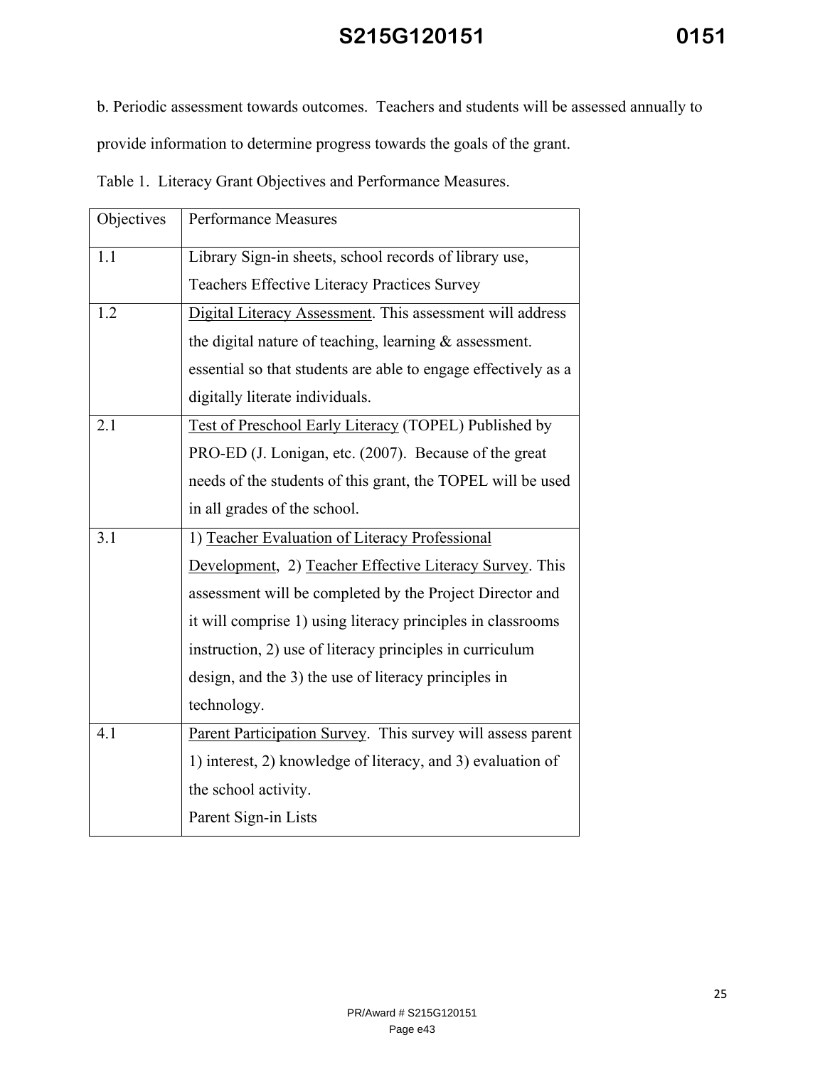b. Periodic assessment towards outcomes. Teachers and students will be assessed annually to provide information to determine progress towards the goals of the grant.

Table 1. Literacy Grant Objectives and Performance Measures.

| Objectives | Performance Measures |
| --- | --- |
| 1.1 | Library Sign-in sheets, school records of library use, Teachers Effective Literacy Practices Survey |
| 1.2 | Digital Literacy Assessment. This assessment will address the digital nature of teaching, learning & assessment. essential so that students are able to engage effectively as a digitally literate individuals. |
| 2.1 | Test of Preschool Early Literacy (TOPEL) Published by PRO-ED (J. Lonigan, etc. (2007). Because of the great needs of the students of this grant, the TOPEL will be used in all grades of the school. |
| 3.1 | 1) Teacher Evaluation of Literacy Professional Development, 2) Teacher Effective Literacy Survey. This assessment will be completed by the Project Director and it will comprise 1) using literacy principles in classrooms instruction, 2) use of literacy principles in curriculum design, and the 3) the use of literacy principles in technology. |
| 4.1 | Parent Participation Survey. This survey will assess parent 1) interest, 2) knowledge of literacy, and 3) evaluation of the school activity. Parent Sign-in Lists |